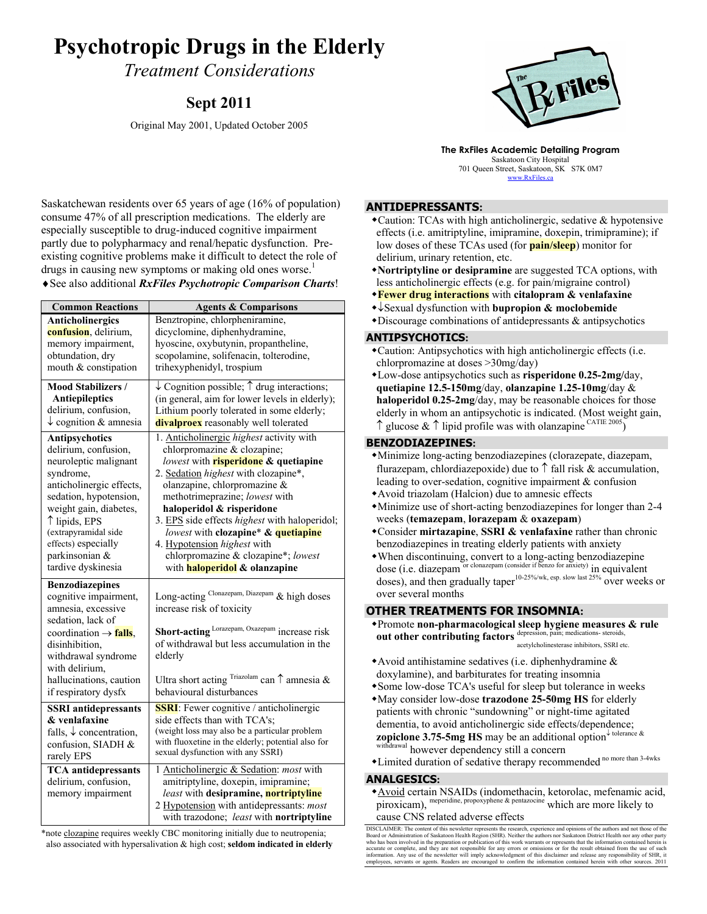# Psychotropic Drugs in the Elderly

*Treatment Considerations*

## Sept 2011

Original May 2001, Updated October 2005

**The RxFiles Academic Detailing Program**
Saskatoon City Hospital
701 Queen Street, Saskatoon, SK S7K 0M7
www.RxFiles.ca

Saskatchewan residents over 65 years of age (16% of population) consume 47% of all prescription medications. The elderly are especially susceptible to drug-induced cognitive impairment partly due to polypharmacy and renal/hepatic dysfunction. Pre-existing cognitive problems make it difficult to detect the role of drugs in causing new symptoms or making old ones worse.[1]

♦See also additional ***RxFiles Psychotropic Comparison Charts***!

| Common Reactions | Agents & Comparisons |
|---|---|
| **Anticholinergics** **confusion**, delirium, memory impairment, obtundation, dry mouth & constipation | Benztropine, chlorpheniramine, dicyclomine, diphenhydramine, hyoscine, oxybutynin, propantheline, scopolamine, solifenacin, tolterodine, trihexyphenidyl, trospium |
| **Mood Stabilizers / Antiepileptics** delirium, confusion, ↓ cognition & amnesia | ↓ Cognition possible; ↑ drug interactions; (in general, aim for lower levels in elderly); Lithium poorly tolerated in some elderly; **divalproex** reasonably well tolerated |
| **Antipsychotics** delirium, confusion, neuroleptic malignant syndrome, anticholinergic effects, sedation, hypotension, weight gain, diabetes, ↑ lipids, EPS (extrapyramidal side effects) especially parkinsonian & tardive dyskinesia | 1. Anticholinergic *highest* activity with chlorpromazine & clozapine; *lowest* with **risperidone & quetiapine** 2. Sedation *highest* with clozapine*, olanzapine, chlorpromazine & methotrimeprazine; *lowest* with **haloperidol & risperidone** 3. EPS side effects *highest* with haloperidol; *lowest* with **clozapine* & quetiapine** 4. Hypotension *highest* with chlorpromazine & clozapine*; *lowest* with **haloperidol & olanzapine** |
| **Benzodiazepines** cognitive impairment, amnesia, excessive sedation, lack of coordination → **falls**, disinhibition, withdrawal syndrome with delirium, hallucinations, caution if respiratory dysfx | Long-acting [Clonazepam, Diazepam] & high doses increase risk of toxicity<br><br>**Short-acting** [Lorazepam, Oxazepam] increase risk of withdrawal but less accumulation in the elderly<br><br>Ultra short acting [Triazolam] can ↑ amnesia & behavioural disturbances |
| **SSRI antidepressants & venlafaxine** falls, ↓ concentration, confusion, SIADH & rarely EPS | **SSRI**: Fewer cognitive / anticholinergic side effects than with TCA's; (weight loss may also be a particular problem with fluoxetine in the elderly; potential also for sexual dysfunction with any SSRI) |
| **TCA antidepressants** delirium, confusion, memory impairment | 1 Anticholinergic & Sedation: *most* with amitriptyline, doxepin, imipramine; *least* with **desipramine, nortriptyline** 2 Hypotension with antidepressants: *most* with trazodone; *least* with **nortriptyline** |

*note clozapine requires weekly CBC monitoring initially due to neutropenia; also associated with hypersalivation & high cost; **seldom indicated in elderly**

## ANTIDEPRESSANTS:

- Caution: TCAs with high anticholinergic, sedative & hypotensive effects (i.e. amitriptyline, imipramine, doxepin, trimipramine); if low doses of these TCAs used (for **pain/sleep**) monitor for delirium, urinary retention, etc.
- **Nortriptyline or desipramine** are suggested TCA options, with less anticholinergic effects (e.g. for pain/migraine control)
- **Fewer drug interactions** with **citalopram & venlafaxine**
- ↓Sexual dysfunction with **bupropion & moclobemide**
- Discourage combinations of antidepressants & antipsychotics

## ANTIPSYCHOTICS:

- Caution: Antipsychotics with high anticholinergic effects (i.e. chlorpromazine at doses >30mg/day)
- Low-dose antipsychotics such as **risperidone 0.25-2mg**/day, **quetiapine 12.5-150mg**/day, **olanzapine 1.25-10mg**/day & **haloperidol 0.25-2mg**/day, may be reasonable choices for those elderly in whom an antipsychotic is indicated. (Most weight gain, ↑ glucose & ↑ lipid profile was with olanzapine [CATIE 2005])

## BENZODIAZEPINES:

- Minimize long-acting benzodiazepines (clorazepate, diazepam, flurazepam, chlordiazepoxide) due to ↑ fall risk & accumulation, leading to over-sedation, cognitive impairment & confusion
- Avoid triazolam (Halcion) due to amnesic effects
- Minimize use of short-acting benzodiazepines for longer than 2-4 weeks (**temazepam**, **lorazepam** & **oxazepam**)
- Consider **mirtazapine**, **SSRI & venlafaxine** rather than chronic benzodiazepines in treating elderly patients with anxiety
- When discontinuing, convert to a long-acting benzodiazepine dose (i.e. diazepam [or clonazepam (consider if benzo for anxiety)]) in equivalent doses), and then gradually taper [10-25%/wk, esp. slow last 25%] over weeks or over several months

## OTHER TREATMENTS FOR INSOMNIA:

- Promote **non-pharmacological sleep hygiene measures & rule out other contributing factors** [depression, pain; medications- steroids, acetylcholinesterase inhibitors, SSRI etc.]
- Avoid antihistamine sedatives (i.e. diphenhydramine & doxylamine), and barbiturates for treating insomnia
- Some low-dose TCA's useful for sleep but tolerance in weeks
- May consider low-dose **trazodone 25-50mg HS** for elderly patients with chronic "sundowning" or night-time agitated dementia, to avoid anticholinergic side effects/dependence; **zopiclone 3.75-5mg HS** may be an additional option [↓ tolerance & withdrawal] however dependency still a concern
- Limited duration of sedative therapy recommended [no more than 3-4wks]

## ANALGESICS:

- Avoid certain NSAIDs (indomethacin, ketorolac, mefenamic acid, piroxicam), [meperidine, propoxyphene & pentazocine] which are more likely to cause CNS related adverse effects

DISCLAIMER: The content of this newsletter represents the research, experience and opinions of the authors and not those of the Board or Administration of Saskatoon Health Region (SHR). Neither the authors nor Saskatoon District Health nor any other party who has been involved in the preparation or publication of this work warrants or represents that the information contained herein is accurate or complete, and they are not responsible for any errors or omissions or for the result obtained from the use of such information. Any use of the newsletter will imply acknowledgment of this disclaimer and release any responsibility of SHR, it employees, servants or agents. Readers are encouraged to confirm the information contained herein with other sources. 2011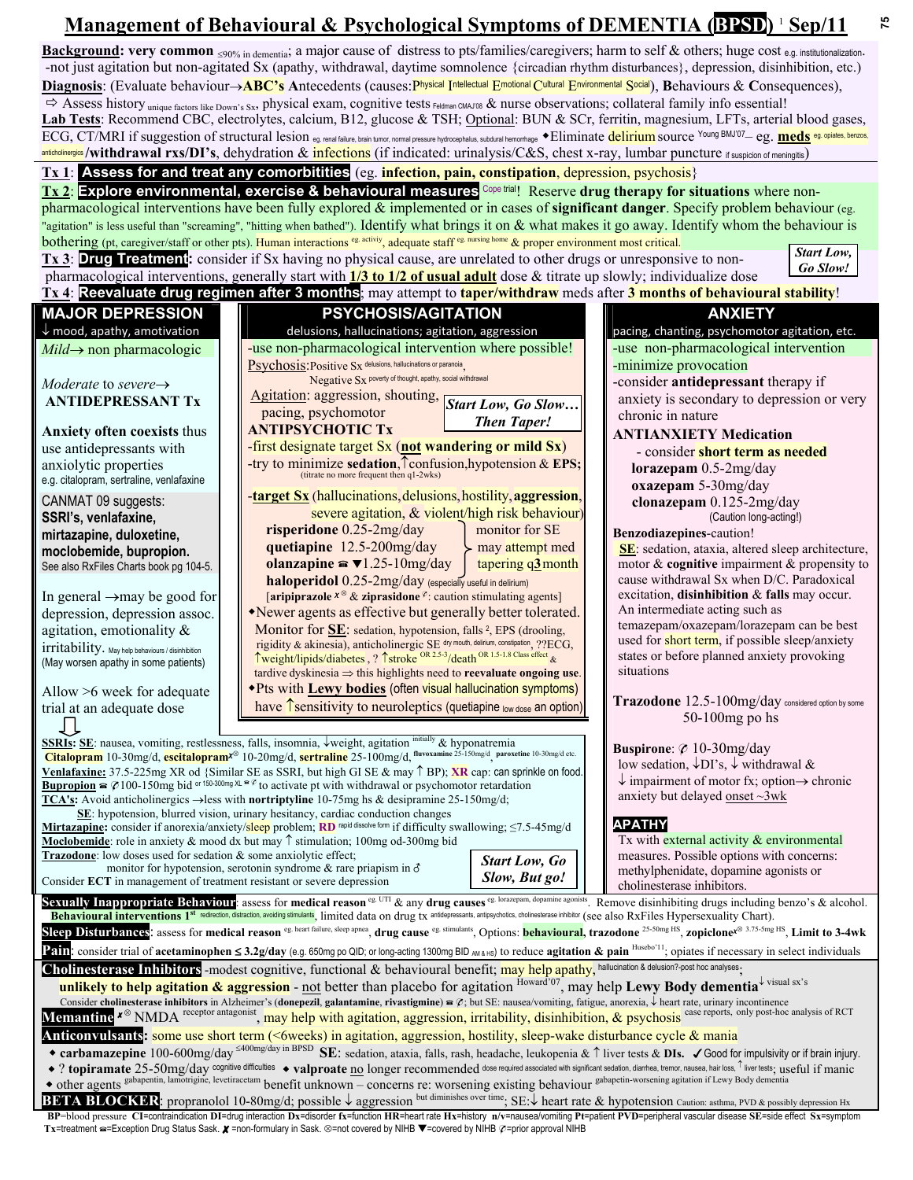# Management of Behavioural & Psychological Symptoms of DEMENTIA (BPSD) [1] Sep/11

**Background: very common** ≤90% in dementia; a major cause of distress to pts/families/caregivers; harm to self & others; huge cost e.g. institutionalization.
-not just agitation but non-agitated Sx (apathy, withdrawal, daytime somnolence {circadian rhythm disturbances}, depression, disinhibition, etc.)

**Diagnosis**: (Evaluate behaviour→**ABC's A**ntecedents (causes: Physical Intellectual Emotional Cultural Environmental Social), **B**ehaviours & **C**onsequences),
⇨ Assess history unique factors like Down's Sx, physical exam, cognitive tests Feldman CMAJ'08 & nurse observations; collateral family info essential!

**Lab Tests**: Recommend CBC, electrolytes, calcium, B12, glucose & TSH; Optional: BUN & SCr, ferritin, magnesium, LFTs, arterial blood gases, ECG, CT/MRI if suggestion of structural lesion eg. renal failure, brain tumor, normal pressure hydrocephalus, subdural hemorrhage ◆Eliminate **delirium** source Young BMJ'07 – eg. **meds** eg. opiates, benzos, anticholinergics **/withdrawal rxs/DI's**, dehydration & **infections** (if indicated: urinalysis/C&S, chest x-ray, lumbar puncture if suspicion of meningitis)

**Tx 1**: **Assess for and treat any comorbitities** (eg. **infection, pain, constipation**, depression, psychosis}

**Tx 2**: **Explore environmental, exercise & behavioural measures** Cope trial! Reserve **drug therapy for situations** where non-pharmacological interventions have been fully explored & implemented or in cases of **significant danger**. Specify problem behaviour (eg. "agitation" is less useful than "screaming", "hitting when bathed"). Identify what brings it on & what makes it go away. Identify whom the behaviour is bothering (pt, caregiver/staff or other pts). Human interactions eg. activiy, adequate staff eg. nursing home & proper environment most critical.

**Tx 3**: **Drug Treatment:** consider if Sx having no physical cause, are unrelated to other drugs or unresponsive to non-pharmacological interventions, generally start with **1/3 to 1/2 of usual adult** dose & titrate up slowly; individualize dose *Start Low, Go Slow!*

**Tx 4**: **Reevaluate drug regimen after 3 months**; may attempt to **taper/withdraw** meds after **3 months of behavioural stability**!

## MAJOR DEPRESSION

↓ mood, apathy, amotivation

*Mild*→ non pharmacologic

*Moderate* to *severe*→ **ANTIDEPRESSANT Tx**

**Anxiety often coexists** thus use antidepressants with anxiolytic properties e.g. citalopram, sertraline, venlafaxine

CANMAT 09 suggests: **SSRI's, venlafaxine, mirtazapine, duloxetine, moclobemide, bupropion.** See also RxFiles Charts book pg 104-5.

In general →may be good for depression, depression assoc. agitation, emotionality & irritability. May help behaviours / disinhibition (May worsen apathy in some patients)

Allow >6 week for adequate trial at an adequate dose

## PSYCHOSIS/AGITATION

delusions, hallucinations; agitation, aggression

-use non-pharmacological intervention where possible!

Psychosis: Positive Sx delusions, hallucinations or paranoia, Negative Sx poverty of thought, apathy, social withdrawal

Agitation: aggression, shouting, pacing, psychomotor

*Start Low, Go Slow… Then Taper!*

**ANTIPSYCHOTIC Tx**

-first designate target Sx (**not wandering or mild Sx**)

-try to minimize **sedation**,↑confusion,hypotension & **EPS;** (titrate no more frequent then q1-2wks)

-**target Sx** (hallucinations, delusions, hostility, **aggression**, severe agitation, & violent/high risk behaviour)

- **risperidone** 0.25-2mg/day
- **quetiapine** 12.5-200mg/day
- **olanzapine** ☎ ▼1.25-10mg/day
- **haloperidol** 0.25-2mg/day (especially useful in delirium)

(risperidone, quetiapine, olanzapine: monitor for SE may attempt med tapering q3month)

[**aripiprazole** ✗⊗ & **ziprasidone** ✓: caution stimulating agents]

◆Newer agents as effective but generally better tolerated. Monitor for **SE**: sedation, hypotension, falls [2], EPS (drooling, rigidity & akinesia), anticholinergic SE dry mouth, delirium, constipation, ??ECG, ↑weight/lipids/diabetes , ? ↑stroke OR 2.5-3/death OR 1.5-1.8 Class effect & tardive dyskinesia ⇒ this highlights need to **reevaluate ongoing use**.

◆Pts with **Lewy bodies** (often visual hallucination symptoms) have ↑sensitivity to neuroleptics (quetiapine low dose an option)

## ANXIETY

pacing, chanting, psychomotor agitation, etc.

-use non-pharmacological intervention

-minimize provocation

-consider **antidepressant** therapy if anxiety is secondary to depression or very chronic in nature

**ANTIANXIETY Medication**

- consider **short term as needed**
- **lorazepam** 0.5-2mg/day
- **oxazepam** 5-30mg/day
- **clonazepam** 0.125-2mg/day (Caution long-acting!)

**Benzodiazepines**-caution!

**SE**: sedation, ataxia, altered sleep architecture, motor & **cognitive** impairment & propensity to cause withdrawal Sx when D/C. Paradoxical excitation, **disinhibition** & **falls** may occur. An intermediate acting such as temazepam/oxazepam/lorazepam can be best used for short term, if possible sleep/anxiety states or before planned anxiety provoking situations

**Trazodone** 12.5-100mg/day considered option by some 50-100mg po hs

**Buspirone**: ✓ 10-30mg/day low sedation, ↓DI's, ↓ withdrawal & ↓ impairment of motor fx; option→ chronic anxiety but delayed onset ~3wk

## APATHY

Tx with external activity & environmental measures. Possible options with concerns: methylphenidate, dopamine agonists or cholinesterase inhibitors.

---

**SSRIs**: **SE**: nausea, vomiting, restlessness, falls, insomnia, ↓weight, agitation initially & hyponatremia
**Citalopram** 10-30mg/d, **escitalopram**✗⊗ 10-20mg/d, **sertraline** 25-100mg/d, fluvoxamine 25-150mg/d, paroxetine 10-30mg/d etc.

**Venlafaxine:** 37.5-225mg XR od {Similar SE as SSRI, but high GI SE & may ↑ BP); **XR** cap: can sprinkle on food.

**Bupropion** ☎ ✓100-150mg bid or 150-300mg XL ☎ ✓ to activate pt with withdrawal or psychomotor retardation

**TCA's:** Avoid anticholinergics →less with **nortriptyline** 10-75mg hs & desipramine 25-150mg/d;
**SE**: hypotension, blurred vision, urinary hesitancy, cardiac conduction changes

**Mirtazapine:** consider if anorexia/anxiety/sleep problem; **RD** rapid dissolve form if difficulty swallowing; ≤7.5-45mg/d

**Moclobemide**: role in anxiety & mood dx but may ↑ stimulation; 100mg od-300mg bid

**Trazodone**: low doses used for sedation & some anxiolytic effect; monitor for hypotension, serotonin syndrome & rare priapism in ♂

Consider **ECT** in management of treatment resistant or severe depression

*Start Low, Go Slow, But go!*

---

**Sexually Inappropriate Behaviour**: assess for **medical reason** eg. UTI & any **drug causes** eg. lorazepam, dopamine agonists. Remove disinhibiting drugs including benzo's & alcohol. **Behavioural interventions 1st** redirection, distraction, avoiding stimulants, limited data on drug tx antidepressants, antipsychotics, cholinesterase inhibitor (see also RxFiles Hypersexuality Chart).

**Sleep Disturbances**: assess for **medical reason** eg. heart failure, sleep apnea, **drug cause** eg. stimulants, Options: **behavioural, trazodone** 25-50mg HS, **zopiclone**✗⊗ 3.75-5mg HS, **Limit to 3-4wk**

**Pain**: consider trial of **acetaminophen ≤ 3.2g/day** (e.g. 650mg po QID; or long-acting 1300mg BID AM & HS) to reduce **agitation & pain** Husebo'11; opiates if necessary in select individuals

**Cholinesterase Inhibitors** -modest cognitive, functional & behavioural benefit; may help apathy, hallucination & delusion?-post hoc analyses; **unlikely to help agitation & aggression** - not better than placebo for agitation Howard'07, may help **Lewy Body dementia** ↓ visual sx's
Consider **cholinesterase inhibitors** in Alzheimer's (**donepezil**, **galantamine**, **rivastigmine**) ☎ ✓; but SE: nausea/vomiting, fatigue, anorexia, ↓ heart rate, urinary incontinence

**Memantine** ✗⊗ NMDA receptor antagonist, may help with agitation, aggression, irritability, disinhibition, & psychosis case reports, only post-hoc analysis of RCT

**Anticonvulsants:** some use short term (<6weeks) in agitation, aggression, hostility, sleep-wake disturbance cycle & mania

- **carbamazepine** 100-600mg/day ≤400mg/day in BPSD **SE**: sedation, ataxia, falls, rash, headache, leukopenia & ↑ liver tests & **DIs.** ✓Good for impulsivity or if brain injury.
- ? **topiramate** 25-50mg/day cognitive difficulties ◆ **valproate** no longer recommended dose required associated with significant sedation, diarrhea, tremor, nausea, hair loss, ↑ liver tests; useful if manic
- other agents gabapentin, lamotrigine, levetiracetam benefit unknown – concerns re: worsening existing behaviour gabapetin-worsening agitation if Lewy Body dementia

**BETA BLOCKER**: propranolol 10-80mg/d; possible ↓ aggression but diminishes over time; SE:↓ heart rate & hypotension Caution: asthma, PVD & possibly depression Hx

BP=blood pressure CI=contraindication DI=drug interaction Dx=disorder fx=function HR=heart rate Hx=history n/v=nausea/vomiting Pt=patient PVD=peripheral vascular disease SE=side effect Sx=symptom Tx=treatment ☎=Exception Drug Status Sask. ✗ =non-formulary in Sask. ⊗=not covered by NIHB ▼=covered by NIHB ✓=prior approval NIHB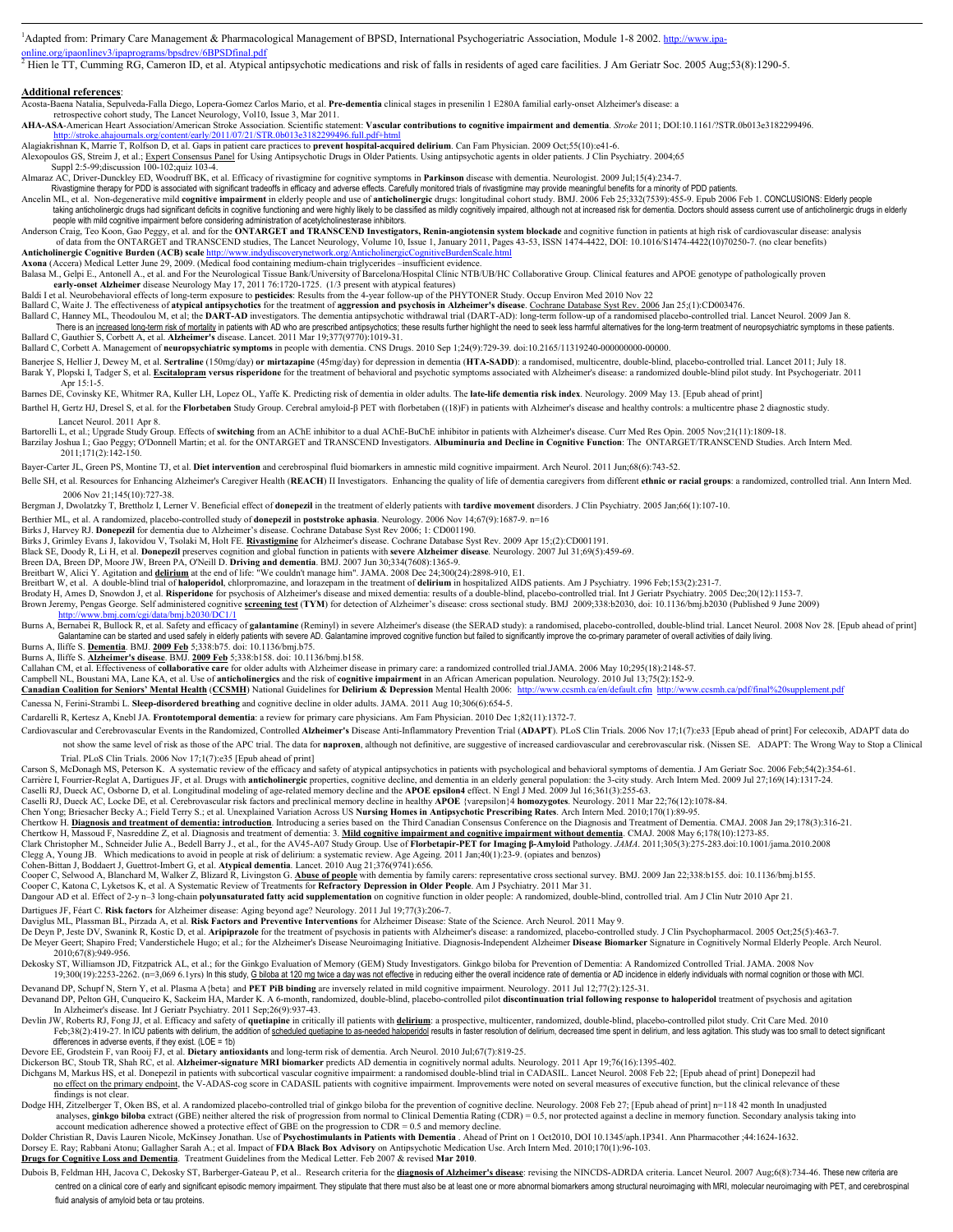[1]Adapted from: Primary Care Management & Pharmacological Management of BPSD, International Psychogeriatric Association, Module 1-8 2002. http://www.ipa-online.org/ipaonlinev3/ipaprograms/bpsdrev/6BPSDfinal.pdf

[2] Hien le TT, Cumming RG, Cameron ID, et al. Atypical antipsychotic medications and risk of falls in residents of aged care facilities. J Am Geriatr Soc. 2005 Aug;53(8):1290-5.

**Additional references**:

Acosta-Baena Natalia, Sepulveda-Falla Diego, Lopera-Gomez Carlos Mario, et al. **Pre-dementia** clinical stages in presenilin 1 E280A familial early-onset Alzheimer's disease: a retrospective cohort study, The Lancet Neurology, Vol10, Issue 3, Mar 2011.

**AHA-ASA**-American Heart Association/American Stroke Association. Scientific statement: **Vascular contributions to cognitive impairment and dementia**. *Stroke* 2011; DOI:10.1161/?STR.0b013e3182299496. http://stroke.ahajournals.org/content/early/2011/07/21/STR.0b013e3182299496.full.pdf+html

Alagiakrishnan K, Marrie T, Rolfson D, et al. Gaps in patient care practices to **prevent hospital-acquired delirium**. Can Fam Physician. 2009 Oct;55(10):e41-6.

Alexopoulos GS, Streim J, et al.; Expert Consensus Panel for Using Antipsychotic Drugs in Older Patients. Using antipsychotic agents in older patients. J Clin Psychiatry. 2004;65 Suppl 2:5-99;discussion 100-102;quiz 103-4.

Almaraz AC, Driver-Dunckley ED, Woodruff BK, et al. Efficacy of rivastigmine for cognitive symptoms in **Parkinson** disease with dementia. Neurologist. 2009 Jul;15(4):234-7. Rivastigmine therapy for PDD is associated with significant tradeoffs in efficacy and adverse effects. Carefully monitored trials of rivastigmine may provide meaningful benefits for a minority of PDD patients.

Ancelin ML, et al. Non-degenerative mild **cognitive impairment** in elderly people and use of **anticholinergic** drugs: longitudinal cohort study. BMJ. 2006 Feb 25;332(7539):455-9. Epub 2006 Feb 1. CONCLUSIONS: Elderly people taking anticholinergic drugs had significant deficits in cognitive functioning and were highly likely to be classified as mildly cognitively impaired, although not at increased risk for dementia. Doctors should assess current use of anticholinergic drugs in elderly people with mild cognitive impairment before considering administration of acetylcholinesterase inhibitors.

Anderson Craig, Teo Koon, Gao Peggy, et al. and for the **ONTARGET and TRANSCEND Investigators, Renin-angiotensin system blockade** and cognitive function in patients at high risk of cardiovascular disease: analysis of data from the ONTARGET and TRANSCEND studies, The Lancet Neurology, Volume 10, Issue 1, January 2011, Pages 43-53, ISSN 1474-4422, DOI: 10.1016/S1474-4422(10)70250-7. (no clear benefits)

**Anticholinergic Cognitive Burden (ACB) scale** http://www.indydiscoverynetwork.org/AnticholinergicCognitiveBurdenScale.html

**Axona** (Accera) Medical Letter June 29, 2009. (Medical food containing medium-chain triglycerides –insufficient evidence.

Balasa M., Gelpi E., Antonell A., et al. and For the Neurological Tissue Bank/University of Barcelona/Hospital Clinic NTB/UB/HC Collaborative Group. Clinical features and APOE genotype of pathologically proven **early-onset Alzheimer** disease Neurology May 17, 2011 76:1720-1725. (1/3 present with atypical features)

Baldi I et al. Neurobehavioral effects of long-term exposure to **pesticides**: Results from the 4-year follow-up of the PHYTONER Study. Occup Environ Med 2010 Nov 22

Ballard C, Waite J. The effectiveness of **atypical antipsychotics** for the treatment of **aggression and psychosis in Alzheimer's disease**. Cochrane Database Syst Rev. 2006 Jan 25;(1):CD003476.

Ballard C, Hanney ML, Theodoulou M, et al; the **DART-AD** investigators. The dementia antipsychotic withdrawal trial (DART-AD): long-term follow-up of a randomised placebo-controlled trial. Lancet Neurol. 2009 Jan 8. There is an increased long-term risk of mortality in patients with AD who are prescribed antipsychotics; these results further highlight the need to seek less harmful alternatives for the long-term treatment of neuropsychiatric symptoms in these patients.

Ballard C, Gauthier S, Corbett A, et al. **Alzheimer's** disease. Lancet. 2011 Mar 19;377(9770):1019-31.

Ballard C, Corbett A. Management of **neuropsychiatric symptoms** in people with dementia. CNS Drugs. 2010 Sep 1;24(9):729-39. doi:10.2165/11319240-000000000-00000.

Banerjee S, Hellier J, Dewey M, et al. **Sertraline** (150mg/day) **or mirtazapine** (45mg/day) for depression in dementia (**HTA-SADD**): a randomised, multicentre, double-blind, placebo-controlled trial. Lancet 2011; July 18.

Barak Y, Plopski I, Tadger S, et al. **Escitalopram versus risperidone** for the treatment of behavioral and psychotic symptoms associated with Alzheimer's disease: a randomized double-blind pilot study. Int Psychogeriatr. 2011 Apr 15:1-5.

Barnes DE, Covinsky KE, Whitmer RA, Kuller LH, Lopez OL, Yaffe K. Predicting risk of dementia in older adults. The **late-life dementia risk index**. Neurology. 2009 May 13. [Epub ahead of print]

Barthel H, Gertz HJ, Dresel S, et al. for the **Florbetaben** Study Group. Cerebral amyloid-β PET with florbetaben ((18)F) in patients with Alzheimer's disease and healthy controls: a multicentre phase 2 diagnostic study. Lancet Neurol. 2011 Apr 8.

Bartorelli L, et al.; Upgrade Study Group. Effects of **switching** from an AChE inhibitor to a dual AChE-BuChE inhibitor in patients with Alzheimer's disease. Curr Med Res Opin. 2005 Nov;21(11):1809-18.

Barzilay Joshua I.; Gao Peggy; O'Donnell Martin; et al. for the ONTARGET and TRANSCEND Investigators. **Albuminuria and Decline in Cognitive Function**: The ONTARGET/TRANSCEND Studies. Arch Intern Med. 2011;171(2):142-150.

Bayer-Carter JL, Green PS, Montine TJ, et al. **Diet intervention** and cerebrospinal fluid biomarkers in amnestic mild cognitive impairment. Arch Neurol. 2011 Jun;68(6):743-52.

Belle SH, et al. Resources for Enhancing Alzheimer's Caregiver Health (**REACH**) II Investigators. Enhancing the quality of life of dementia caregivers from different **ethnic or racial groups**: a randomized, controlled trial. Ann Intern Med. 2006 Nov 21;145(10):727-38.

Bergman J, Dwolatzky T, Brettholz I, Lerner V. Beneficial effect of **donepezil** in the treatment of elderly patients with **tardive movement** disorders. J Clin Psychiatry. 2005 Jan;66(1):107-10.

Berthier ML, et al. A randomized, placebo-controlled study of **donepezil** in **poststroke aphasia**. Neurology. 2006 Nov 14;67(9):1687-9. n=16

Birks J, Harvey RJ. **Donepezil** for dementia due to Alzheimer's disease. Cochrane Database Syst Rev 2006; 1: CD001190.

Birks J, Grimley Evans J, Iakovidou V, Tsolaki M, Holt FE. **Rivastigmine** for Alzheimer's disease. Cochrane Database Syst Rev. 2009 Apr 15;(2):CD001191.

Black SE, Doody R, Li H, et al. **Donepezil** preserves cognition and global function in patients with **severe Alzheimer disease**. Neurology. 2007 Jul 31;69(5):459-69.

Breen DA, Breen DP, Moore JW, Breen PA, O'Neill D. **Driving and dementia**. BMJ. 2007 Jun 30;334(7608):1365-9.

Breitbart W, Alici Y. Agitation and **delirium** at the end of life: "We couldn't manage him". JAMA. 2008 Dec 24;300(24):2898-910, E1.

Breitbart W, et al. A double-blind trial of **haloperidol**, chlorpromazine, and lorazepam in the treatment of **delirium** in hospitalized AIDS patients. Am J Psychiatry. 1996 Feb;153(2):231-7.

Brodaty H, Ames D, Snowdon J, et al. **Risperidone** for psychosis of Alzheimer's disease and mixed dementia: results of a double-blind, placebo-controlled trial. Int J Geriatr Psychiatry. 2005 Dec;20(12):1153-7.

Brown Jeremy, Pengas George. Self administered cognitive **screening test** (**TYM**) for detection of Alzheimer's disease: cross sectional study. BMJ 2009;338:b2030, doi: 10.1136/bmj.b2030 (Published 9 June 2009) http://www.bmj.com/cgi/data/bmj.b2030/DC1/1

Burns A, Bernabei R, Bullock R, et al. Safety and efficacy of **galantamine** (Reminyl) in severe Alzheimer's disease (the SERAD study): a randomised, placebo-controlled, double-blind trial. Lancet Neurol. 2008 Nov 28. [Epub ahead of print] Galantamine can be started and used safely in elderly patients with severe AD. Galantamine improved cognitive function but failed to significantly improve the co-primary parameter of overall activities of daily living.

Burns A, Iliffe S. **Dementia**. BMJ. **2009 Feb** 5;338:b75. doi: 10.1136/bmj.b75.

Burns A, Iliffe S. **Alzheimer's disease**. BMJ. **2009 Feb** 5;338:b158. doi: 10.1136/bmj.b158.

Callahan CM, et al. Effectiveness of **collaborative care** for older adults with Alzheimer disease in primary care: a randomized controlled trial.JAMA. 2006 May 10;295(18):2148-57.

Campbell NL, Boustani MA, Lane KA, et al. Use of **anticholinergics** and the risk of **cognitive impairment** in an African American population. Neurology. 2010 Jul 13;75(2):152-9.

**Canadian Coalition for Seniors' Mental Health** (**CCSMH**) National Guidelines for **Delirium & Depression** Mental Health 2006: http://www.ccsmh.ca/en/default.cfm http://www.ccsmh.ca/pdf/final%20supplement.pdf

Canessa N, Ferini-Strambi L. **Sleep-disordered breathing** and cognitive decline in older adults. JAMA. 2011 Aug 10;306(6):654-5.

Cardarelli R, Kertesz A, Knebl JA. **Frontotemporal dementia**: a review for primary care physicians. Am Fam Physician. 2010 Dec 1;82(11):1372-7.

Cardiovascular and Cerebrovascular Events in the Randomized, Controlled **Alzheimer's** Disease Anti-Inflammatory Prevention Trial (**ADAPT**). PLoS Clin Trials. 2006 Nov 17;1(7):e33 [Epub ahead of print] For celecoxib, ADAPT data do not show the same level of risk as those of the APC trial. The data for **naproxen**, although not definitive, are suggestive of increased cardiovascular and cerebrovascular risk. (Nissen SE. ADAPT: The Wrong Way to Stop a Clinical Trial. PLoS Clin Trials. 2006 Nov 17;1(7):e35 [Epub ahead of print]

Carson S, McDonagh MS, Peterson K. A systematic review of the efficacy and safety of atypical antipsychotics in patients with psychological and behavioral symptoms of dementia. J Am Geriatr Soc. 2006 Feb;54(2):354-61.

Carrière I, Fourrier-Reglat A, Dartigues JF, et al. Drugs with **anticholinergic** properties, cognitive decline, and dementia in an elderly general population: the 3-city study. Arch Intern Med. 2009 Jul 27;169(14):1317-24.

Caselli RJ, Dueck AC, Osborne D, et al. Longitudinal modeling of age-related memory decline and the **APOE epsilon4** effect. N Engl J Med. 2009 Jul 16;361(3):255-63.

Caselli RJ, Dueck AC, Locke DE, et al. Cerebrovascular risk factors and preclinical memory decline in healthy **APOE** {varepsilon}4 **homozygotes**. Neurology. 2011 Mar 22;76(12):1078-84.

Chen Yong; Briesacher Becky A.; Field Terry S.; et al. Unexplained Variation Across US **Nursing Homes in Antipsychotic Prescribing Rates**. Arch Intern Med. 2010;170(1):89-95.

Chertkow H. **Diagnosis and treatment of dementia: introduction**. Introducing a series based on the Third Canadian Consensus Conference on the Diagnosis and Treatment of Dementia. CMAJ. 2008 Jan 29;178(3):316-21.

Chertkow H, Massoud F, Nasreddine Z, et al. Diagnosis and treatment of dementia: 3. **Mild cognitive impairment and cognitive impairment without dementia**. CMAJ. 2008 May 6;178(10):1273-85.

Clark Christopher M., Schneider Julie A., Bedell Barry J., et al., for the AV45-A07 Study Group. Use of **Florbetapir-PET for Imaging β-Amyloid** Pathology. *JAMA*. 2011;305(3):275-283.doi:10.1001/jama.2010.2008

Clegg A, Young JB. Which medications to avoid in people at risk of delirium: a systematic review. Age Ageing. 2011 Jan;40(1):23-9. (opiates and benzos)

Cohen-Bittan J, Boddaert J, Guettrot-Imbert G, et al. **Atypical dementia**. Lancet. 2010 Aug 21;376(9741):656.

Cooper C, Selwood A, Blanchard M, Walker Z, Blizard R, Livingston G. **Abuse of people** with dementia by family carers: representative cross sectional survey. BMJ. 2009 Jan 22;338:b155. doi: 10.1136/bmj.b155.

Cooper C, Katona C, Lyketsos K, et al. A Systematic Review of Treatments for **Refractory Depression in Older People**. Am J Psychiatry. 2011 Mar 31.

Dangour AD et al. Effect of 2-y n–3 long-chain **polyunsaturated fatty acid supplementation** on cognitive function in older people: A randomized, double-blind, controlled trial. Am J Clin Nutr 2010 Apr 21.

Dartigues JF, Féart C. **Risk factors** for Alzheimer disease: Aging beyond age? Neurology. 2011 Jul 19;77(3):206-7.

Daviglus ML, Plassman BL, Pirzada A, et al. **Risk Factors and Preventive Interventions** for Alzheimer Disease: State of the Science. Arch Neurol. 2011 May 9.

De Deyn P, Jeste DV, Swanink R, Kostic D, et al. **Aripiprazole** for the treatment of psychosis in patients with Alzheimer's disease: a randomized, placebo-controlled study. J Clin Psychopharmacol. 2005 Oct;25(5):463-7.

De Meyer Geert; Shapiro Fred; Vanderstichele Hugo; et al.; for the Alzheimer's Disease Neuroimaging Initiative. Diagnosis-Independent Alzheimer **Disease Biomarker** Signature in Cognitively Normal Elderly People. Arch Neurol. 2010;67(8):949-956.

Dekosky ST, Williamson JD, Fitzpatrick AL, et al.; for the Ginkgo Evaluation of Memory (GEM) Study Investigators. Ginkgo biloba for Prevention of Dementia: A Randomized Controlled Trial. JAMA. 2008 Nov 19;300(19):2253-2262. (n=3,069 6.1yrs) In this study, G biloba at 120 mg twice a day was not effective in reducing either the overall incidence rate of dementia or AD incidence in elderly individuals with normal cognition or those with MCI.

Devanand DP, Schupf N, Stern Y, et al. Plasma A{beta} and **PET PiB binding** are inversely related in mild cognitive impairment. Neurology. 2011 Jul 12;77(2):125-31.

Devanand DP, Pelton GH, Cunqueiro K, Sackeim HA, Marder K. A 6-month, randomized, double-blind, placebo-controlled pilot **discontinuation trial following response to haloperidol** treatment of psychosis and agitation In Alzheimer's disease. Int J Geriatr Psychiatry. 2011 Sep;26(9):937-43.

Devlin JW, Roberts RJ, Fong JJ, et al. Efficacy and safety of **quetiapine** in critically ill patients with **delirium**: a prospective, multicenter, randomized, double-blind, placebo-controlled pilot study. Crit Care Med. 2010 Feb;38(2):419-27. In ICU patients with delirium, the addition of scheduled quetiapine to as-needed haloperidol results in faster resolution of delirium, decreased time spent in delirium, and less agitation. This study was too small to detect significant differences in adverse events, if they exist. (LOE = 1b)

Devore EE, Grodstein F, van Rooij FJ, et al. **Dietary antioxidants** and long-term risk of dementia. Arch Neurol. 2010 Jul;67(7):819-25.

Dickerson BC, Stoub TR, Shah RC, et al. **Alzheimer-signature MRI biomarker** predicts AD dementia in cognitively normal adults. Neurology. 2011 Apr 19;76(16):1395-402.

Dichgans M, Markus HS, et al. Donepezil in patients with subcortical vascular cognitive impairment: a randomised double-blind trial in CADASIL. Lancet Neurol. 2008 Feb 22; [Epub ahead of print] Donepezil had no effect on the primary endpoint, the V-ADAS-cog score in CADASIL patients with cognitive impairment. Improvements were noted on several measures of executive function, but the clinical relevance of these findings is not clear.

Dodge HH, Zitzelberger T, Oken BS, et al. A randomized placebo-controlled trial of ginkgo biloba for the prevention of cognitive decline. Neurology. 2008 Feb 27; [Epub ahead of print] n=118 42 month In unadjusted analyses, **ginkgo biloba** extract (GBE) neither altered the risk of progression from normal to Clinical Dementia Rating (CDR) = 0.5, nor protected against a decline in memory function. Secondary analysis taking into account medication adherence showed a protective effect of GBE on the progression to CDR = 0.5 and memory decline.

Dolder Christian R, Davis Lauren Nicole, McKinsey Jonathan. Use of **Psychostimulants in Patients with Dementia** . Ahead of Print on 1 Oct2010, DOI 10.1345/aph.1P341. Ann Pharmacother ;44:1624-1632.

Dorsey E. Ray; Rabbani Atonu; Gallagher Sarah A.; et al. Impact of **FDA Black Box Advisory** on Antipsychotic Medication Use. Arch Intern Med. 2010;170(1):96-103.

**Drugs for Cognitive Loss and Dementia**. Treatment Guidelines from the Medical Letter. Feb 2007 & revised **Mar 2010**.

Dubois B, Feldman HH, Jacova C, Dekosky ST, Barberger-Gateau P, et al.. Research criteria for the **diagnosis of Alzheimer's disease**: revising the NINCDS-ADRDA criteria. Lancet Neurol. 2007 Aug;6(8):734-46. These new criteria are centred on a clinical core of early and significant episodic memory impairment. They stipulate that there must also be at least one or more abnormal biomarkers among structural neuroimaging with MRI, molecular neuroimaging with PET, and cerebrospinal fluid analysis of amyloid beta or tau proteins.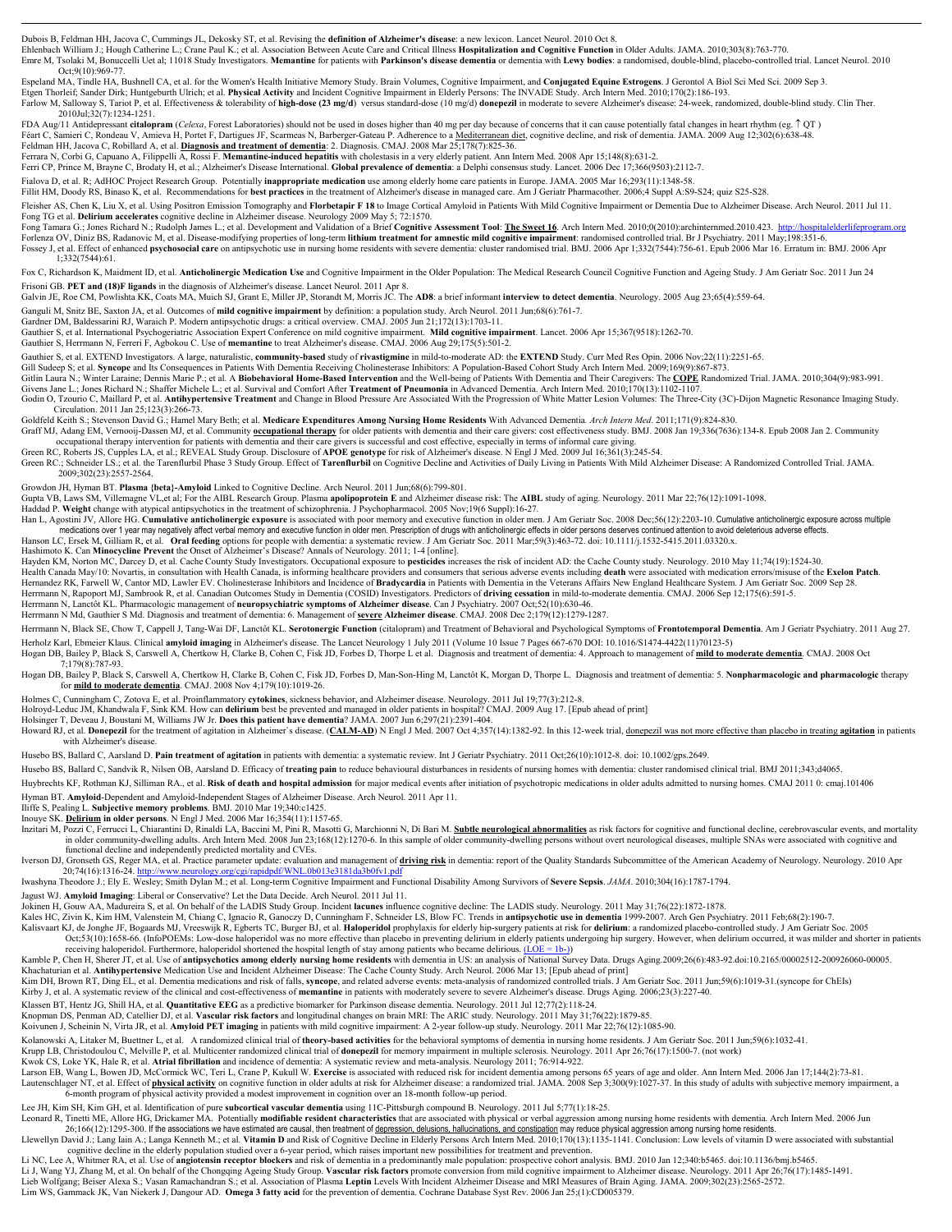Dubois B, Feldman HH, Jacova C, Cummings JL, Dekosky ST, et al. Revising the **definition of Alzheimer's disease**: a new lexicon. Lancet Neurol. 2010 Oct 8.

Ehlenbach William J.; Hough Catherine L.; Crane Paul K.; et al. Association Between Acute Care and Critical Illness **Hospitalization and Cognitive Function** in Older Adults. JAMA. 2010;303(8):763-770.

Emre M, Tsolaki M, Bonuccelli Ut al; 11018 Study Investigators. **Memantine** for patients with **Parkinson's disease dementia** or dementia with **Lewy bodies**: a randomised, double-blind, placebo-controlled trial. Lancet Neurol. 2010 Oct;9(10):969-77.

Espeland MA, Tindle HA, Bushnell CA, et al. for the Women's Health Initiative Memory Study. Brain Volumes, Cognitive Impairment, and **Conjugated Equine Estrogens**. J Gerontol A Biol Sci Med Sci. 2009 Sep 3.

Etgen Thorleif; Sander Dirk; Huntgeburth Ulrich; et al. **Physical Activity** and Incident Cognitive Impairment in Elderly Persons: The INVADE Study. Arch Intern Med. 2010;170(2):186-193.

Farlow M, Salloway S, Tariot P, et al. Effectiveness & tolerability of **high-dose (23 mg/d)** versus standard-dose (10 mg/d) **donepezil** in moderate to severe Alzheimer's disease: 24-week, randomized, double-blind study. Clin Ther. 2010Jul;32(7):1234-1251.

FDA Aug/11 Antidepressant **citalopram** (*Celexa*, Forest Laboratories) should not be used in doses higher than 40 mg per day because of concerns that it can cause potentially fatal changes in heart rhythm (eg. ↑ QT )

Féart C, Samieri C, Rondeau V, Amieva H, Portet F, Dartigues JF, Scarmeas N, Barberger-Gateau P. Adherence to a Mediterranean diet, cognitive decline, and risk of dementia. JAMA. 2009 Aug 12;302(6):638-48.

Feldman HH, Jacova C, Robillard A, et al. **Diagnosis and treatment of dementia**: 2. Diagnosis. CMAJ. 2008 Mar 25;178(7):825-36.

Ferrara N, Corbi G, Capuano A, Filippelli A, Rossi F. **Memantine-induced hepatitis** with cholestasis in a very elderly patient. Ann Intern Med. 2008 Apr 15;148(8):631-2.

Ferri CP, Prince M, Brayne C, Brodaty H, et al.; Alzheimer's Disease International. **Global prevalence of dementia**: a Delphi consensus study. Lancet. 2006 Dec 17;366(9503):2112-7.

Fialova D, et al. R; AdHOC Project Research Group. Potentially **inappropriate medication** use among elderly home care patients in Europe. JAMA. 2005 Mar 16;293(11):1348-58.

Fillit HM, Doody RS, Binaso K, et al. Recommendations for **best practices** in the treatment of Alzheimer's disease in managed care. Am J Geriatr Pharmacother. 2006;4 Suppl A:S9-S24; quiz S25-S28.

Fleisher AS, Chen K, Liu X, et al. Using Positron Emission Tomography and **Florbetapir F 18** to Image Cortical Amyloid in Patients With Mild Cognitive Impairment or Dementia Due to Alzheimer Disease. Arch Neurol. 2011 Jul 11.

Fong TG et al. **Delirium accelerates** cognitive decline in Alzheimer disease. Neurology 2009 May 5; 72:1570.

Fong Tamara G.; Jones Richard N.; Rudolph James L.; et al. Development and Validation of a Brief **Cognitive Assessment Tool**: **The Sweet 16**. Arch Intern Med. 2010;0(2010):archinternmed.2010.423. http://hospitalelderlifeprogram.org

Forlenza OV, Diniz BS, Radanovic M, et al. Disease-modifying properties of long-term **lithium treatment for amnestic mild cognitive impairment**: randomised controlled trial. Br J Psychiatry. 2011 May;198:351-6.

Fossey J, et al. Effect of enhanced **psychosocial care** on antipsychotic use in nursing home residents with severe dementia: cluster randomised trial. BMJ. 2006 Apr 1;332(7544):756-61. Epub 2006 Mar 16. Erratum in: BMJ. 2006 Apr 1;332(7544):61.

Fox C, Richardson K, Maidment ID, et al. **Anticholinergic Medication Use** and Cognitive Impairment in the Older Population: The Medical Research Council Cognitive Function and Ageing Study. J Am Geriatr Soc. 2011 Jun 24

Frisoni GB. **PET and (18)F ligands** in the diagnosis of Alzheimer's disease. Lancet Neurol. 2011 Apr 8.

Galvin JE, Roe CM, Powlishta KK, Coats MA, Muich SJ, Grant E, Miller JP, Storandt M, Morris JC. The **AD8**: a brief informant **interview to detect dementia**. Neurology. 2005 Aug 23;65(4):559-64.

Ganguli M, Snitz BE, Saxton JA, et al. Outcomes of **mild cognitive impairment** by definition: a population study. Arch Neurol. 2011 Jun;68(6):761-7.

Gardner DM, Baldessarini RJ, Waraich P. Modern antipsychotic drugs: a critical overview. CMAJ. 2005 Jun 21;172(13):1703-11.

Gauthier S, et al. International Psychogeriatric Association Expert Conference on mild cognitive impairment. **Mild cognitive impairment**. Lancet. 2006 Apr 15;367(9518):1262-70.

Gauthier S, Herrmann N, Ferreri F, Agbokou C. Use of **memantine** to treat Alzheimer's disease. CMAJ. 2006 Aug 29;175(5):501-2.

Gauthier S, et al. EXTEND Investigators. A large, naturalistic, **community-based** study of **rivastigmine** in mild-to-moderate AD: the **EXTEND** Study. Curr Med Res Opin. 2006 Nov;22(11):2251-65.

Gill Sudeep S; et al. **Syncope** and Its Consequences in Patients With Dementia Receiving Cholinesterase Inhibitors: A Population-Based Cohort Study Arch Intern Med. 2009;169(9):867-873.

Gitlin Laura N.; Winter Laraine; Dennis Marie P.; et al. A **Biobehavioral Home-Based Intervention** and the Well-being of Patients With Dementia and Their Caregivers: The **COPE** Randomized Trial. JAMA. 2010;304(9):983-991.

Givens Jane L.; Jones Richard N.; Shaffer Michele L.; et al. Survival and Comfort After **Treatment of Pneumonia** in Advanced Dementia. Arch Intern Med. 2010;170(13):1102-1107.

Godin O, Tzourio C, Maillard P, et al. **Antihypertensive Treatment** and Change in Blood Pressure Are Associated With the Progression of White Matter Lesion Volumes: The Three-City (3C)-Dijon Magnetic Resonance Imaging Study. Circulation. 2011 Jan 25;123(3):266-73.

Goldfeld Keith S.; Stevenson David G.; Hamel Mary Beth; et al. **Medicare Expenditures Among Nursing Home Residents** With Advanced Dementia. *Arch Intern Med*. 2011;171(9):824-830.

Graff MJ, Adang EM, Vernooij-Dassen MJ, et al. Community **occupational therapy** for older patients with dementia and their care givers: cost effectiveness study. BMJ. 2008 Jan 19;336(7636):134-8. Epub 2008 Jan 2. Community occupational therapy intervention for patients with dementia and their care givers is successful and cost effective, especially in terms of informal care giving.

Green RC, Roberts JS, Cupples LA, et al.; REVEAL Study Group. Disclosure of **APOE genotype** for risk of Alzheimer's disease. N Engl J Med. 2009 Jul 16;361(3):245-54.

Green RC; Schneider LS.; et al. the Tarenflurbil Phase 3 Study Group. Effect of **Tarenflurbil** on Cognitive Decline and Activities of Daily Living in Patients With Mild Alzheimer Disease: A Randomized Controlled Trial. JAMA. 2009;302(23):2557-2564.

Growdon JH, Hyman BT. **Plasma {beta}-Amyloid** Linked to Cognitive Decline. Arch Neurol. 2011 Jun;68(6):799-801.

Gupta VB, Laws SM, Villemagne VL,et al; For the AIBL Research Group. Plasma **apolipoprotein E** and Alzheimer disease risk: The **AIBL** study of aging. Neurology. 2011 Mar 22;76(12):1091-1098.

Haddad P. **Weight** change with atypical antipsychotics in the treatment of schizophrenia. J Psychopharmacol. 2005 Nov;19(6 Suppl):16-27.

Han L, Agostini JV, Allore HG. **Cumulative anticholinergic exposure** is associated with poor memory and executive function in older men. J Am Geriatr Soc. 2008 Dec;56(12):2203-10. Cumulative anticholinergic exposure across multiple medications over 1 year may negatively affect verbal memory and executive function in older men. Prescription of drugs with anticholinergic effects in older persons deserves continued attention to avoid deleterious adverse effects.

Hanson LC, Ersek M, Gilliam R, et al. **Oral feeding** options for people with dementia: a systematic review. J Am Geriatr Soc. 2011 Mar;59(3):463-72. doi: 10.1111/j.1532-5415.2011.03320.x.

Hashimoto K. Can **Minocycline Prevent** the Onset of Alzheimer's Disease? Annals of Neurology. 2011; 1-4 [online].

Hayden KM, Norton MC, Darcey D, et al. Cache County Study Investigators. Occupational exposure to **pesticides** increases the risk of incident AD: the Cache County study. Neurology. 2010 May 11;74(19):1524-30.

Health Canada May/10: Novartis, in consultation with Health Canada, is informing healthcare providers and consumers that serious adverse events including **death** were associated with medication errors/misuse of the **Exelon Patch**.

Hernandez RK, Farwell W, Cantor MD, Lawler EV. Cholinesterase Inhibitors and Incidence of **Bradycardia** in Patients with Dementia in the Veterans Affairs New England Healthcare System. J Am Geriatr Soc. 2009 Sep 28.

Herrmann N, Rapoport MJ, Sambrook R, et al. Canadian Outcomes Study in Dementia (COSID) Investigators. Predictors of **driving cessation** in mild-to-moderate dementia. CMAJ. 2006 Sep 12;175(6):591-5.

Herrmann N, Lanctôt KL. Pharmacologic management of **neuropsychiatric symptoms of Alzheimer disease**. Can J Psychiatry. 2007 Oct;52(10):630-46.

Herrmann N Md, Gauthier S Md. Diagnosis and treatment of dementia: 6. Management of **severe Alzheimer disease**. CMAJ. 2008 Dec 2;179(12):1279-1287.

Herrmann N, Black SE, Chow T, Cappell J, Tang-Wai DF, Lanctôt KL. **Serotonergic Function** (citalopram) and Treatment of Behavioral and Psychological Symptoms of **Frontotemporal Dementia**. Am J Geriatr Psychiatry. 2011 Aug 27.

Herholz Karl, Ebmeier Klaus. Clinical **amyloid imaging** in Alzheimer's disease. The Lancet Neurology 1 July 2011 (Volume 10 Issue 7 Pages 667-670 DOI: 10.1016/S1474-4422(11)70123-5)

Hogan DB, Bailey P, Black S, Carswell A, Chertkow H, Clarke B, Cohen C, Fisk JD, Forbes D, Thorpe L et al. Diagnosis and treatment of dementia: 4. Approach to management of **mild to moderate dementia**. CMAJ. 2008 Oct 7;179(8):787-93.

Hogan DB, Bailey P, Black S, Carswell A, Chertkow H, Clarke B, Cohen C, Fisk JD, Forbes D, Man-Son-Hing M, Lanctôt K, Morgan D, Thorpe L. Diagnosis and treatment of dementia: 5. **Nonpharmacologic and pharmacologic** therapy for **mild to moderate dementia**. CMAJ. 2008 Nov 4;179(10):1019-26.

Holmes C, Cunningham C, Zotova E, et al. Proinflammatory **cytokines**, sickness behavior, and Alzheimer disease. Neurology. 2011 Jul 19;77(3):212-8.

Holroyd-Leduc JM, Khandwala F, Sink KM. How can **delirium** best be prevented and managed in older patients in hospital? CMAJ. 2009 Aug 17. [Epub ahead of print]

Holsinger T, Deveau J, Boustani M, Williams JW Jr. **Does this patient have dementia**? JAMA. 2007 Jun 6;297(21):2391-404.

Howard RJ, et al. **Donepezil** for the treatment of agitation in Alzheimer`s disease. (**CALM-AD**) N Engl J Med. 2007 Oct 4;357(14):1382-92. In this 12-week trial, donepezil was not more effective than placebo in treating **agitation** in patients with Alzheimer's disease.

Husebo BS, Ballard C, Aarsland D. **Pain treatment of agitation** in patients with dementia: a systematic review. Int J Geriatr Psychiatry. 2011 Oct;26(10):1012-8. doi: 10.1002/gps.2649.

Husebo BS, Ballard C, Sandvik R, Nilsen OB, Aarsland D. Efficacy of **treating pain** to reduce behavioural disturbances in residents of nursing homes with dementia: cluster randomised clinical trial. BMJ 2011;343;d4065.

Huybrechts KF, Rothman KJ, Silliman RA., et al. **Risk of death and hospital admission** for major medical events after initiation of psychotropic medications in older adults admitted to nursing homes. CMAJ 2011 0: cmaj.101406

Hyman BT. **Amyloid**-Dependent and Amyloid-Independent Stages of Alzheimer Disease. Arch Neurol. 2011 Apr 11.

Iliffe S, Pealing L. **Subjective memory problems**. BMJ. 2010 Mar 19;340:c1425.

Inouye SK. **Delirium in older persons**. N Engl J Med. 2006 Mar 16;354(11):1157-65.

Inzitari M, Pozzi C, Ferrucci L, Chiarantini D, Rinaldi LA, Baccini M, Pini R, Masotti G, Marchionni N, Di Bari M. **Subtle neurological abnormalities** as risk factors for cognitive and functional decline, cerebrovascular events, and mortality in older community-dwelling adults. Arch Intern Med. 2008 Jun 23;168(12):1270-6. In this sample of older community-dwelling persons without overt neurological diseases, multiple SNAs were associated with cognitive and functional decline and independently predicted mortality and CVEs.

Iverson DJ, Gronseth GS, Reger MA, et al. Practice parameter update: evaluation and management of **driving risk** in dementia: report of the Quality Standards Subcommittee of the American Academy of Neurology. Neurology. 2010 Apr 20;74(16):1316-24. http://www.neurology.org/cgi/rapidpdf/WNL.0b013e3181da3b0fv1.pdf

Iwashyna Theodore J.; Ely E. Wesley; Smith Dylan M.; et al. Long-term Cognitive Impairment and Functional Disability Among Survivors of **Severe Sepsis**. *JAMA*. 2010;304(16):1787-1794.

Jagust WJ. **Amyloid Imaging**: Liberal or Conservative? Let the Data Decide. Arch Neurol. 2011 Jul 11.

Jokinen H, Gouw AA, Madureira S, et al. On behalf of the LADIS Study Group. Incident **lacunes** influence cognitive decline: The LADIS study. Neurology. 2011 May 31;76(22):1872-1878.

Kales HC, Zivin K, Kim HM, Valenstein M, Chiang C, Ignacio R, Ganoczy D, Cunningham F, Schneider LS, Blow FC. Trends in **antipsychotic use in dementia** 1999-2007. Arch Gen Psychiatry. 2011 Feb;68(2):190-7.

Kalisvaart KJ, de Jonghe JF, Bogaards MJ, Vreeswijk R, Egberts TC, Burger BJ, et al. **Haloperidol** prophylaxis for elderly hip-surgery patients at risk for **delirium**: a randomized placebo-controlled study. J Am Geriatr Soc. 2005 Oct;53(10):1658-66. (InfoPOEMs: Low-dose haloperidol was no more effective than placebo in preventing delirium in elderly patients undergoing hip surgery. However, when delirium occurred, it was milder and shorter in patients receiving haloperidol. Furthermore, haloperidol shortened the hospital length of stay among patients who became delirious. (LOE = 1b-))

Kamble P, Chen H, Sherer JT, et al. Use of **antipsychotics among elderly nursing home residents** with dementia in US: an analysis of National Survey Data. Drugs Aging.2009;26(6):483-92.doi:10.2165/00002512-200926060-00005.

Khachaturian et al. **Antihypertensive** Medication Use and Incident Alzheimer Disease: The Cache County Study. Arch Neurol. 2006 Mar 13; [Epub ahead of print]

Kim DH, Brown RT, Ding EL, et al. Dementia medications and risk of falls, **syncope**, and related adverse events: meta-analysis of randomized controlled trials. J Am Geriatr Soc. 2011 Jun;59(6):1019-31.(syncope for ChEIs)

Kirby J, et al. A systematic review of the clinical and cost-effectiveness of **memantine** in patients with moderately severe to severe Alzheimer's disease. Drugs Aging. 2006;23(3):227-40.

Klassen BT, Hentz JG, Shill HA, et al. **Quantitative EEG** as a predictive biomarker for Parkinson disease dementia. Neurology. 2011 Jul 12;77(2):118-24.

Knopman DS, Penman AD, Catellier DJ, et al. **Vascular risk factors** and longitudinal changes on brain MRI: The ARIC study. Neurology. 2011 May 31;76(22):1879-85.

Koivunen J, Scheinin N, Virta JR, et al. **Amyloid PET imaging** in patients with mild cognitive impairment: A 2-year follow-up study. Neurology. 2011 Mar 22;76(12):1085-90.

Kolanowski A, Litaker M, Buettner L, et al. A randomized clinical trial of **theory-based activities** for the behavioral symptoms of dementia in nursing home residents. J Am Geriatr Soc. 2011 Jun;59(6):1032-41.

Krupp LB, Christodoulou C, Melville P, et al. Multicenter randomized clinical trial of **donepezil** for memory impairment in multiple sclerosis. Neurology. 2011 Apr 26;76(17):1500-7. (not work)

Kwok CS, Loke YK, Hale R, et al. **Atrial fibrillation** and incidence of dementia: A systematic review and meta-analysis. Neurology 2011; 76:914-922.

Larson EB, Wang L, Bowen JD, McCormick WC, Teri L, Crane P, Kukull W. **Exercise** is associated with reduced risk for incident dementia among persons 65 years of age and older. Ann Intern Med. 2006 Jan 17;144(2):73-81.

Lautenschlager NT, et al. Effect of **physical activity** on cognitive function in older adults at risk for Alzheimer disease: a randomized trial. JAMA. 2008 Sep 3;300(9):1027-37. In this study of adults with subjective memory impairment, a 6-month program of physical activity provided a modest improvement in cognition over an 18-month follow-up period.

Lee JH, Kim SH, Kim GH, et al. Identification of pure **subcortical vascular dementia** using 11C-Pittsburgh compound B. Neurology. 2011 Jul 5;77(1):18-25.

Leonard R, Tinetti ME, Allore HG, Drickamer MA. Potentially **modifiable resident characteristics** that are associated with physical or verbal aggression among nursing home residents with dementia. Arch Intern Med. 2006 Jun 26;166(12):1295-300. If the associations we have estimated are causal, then treatment of depression, delusions, hallucinations, and constipation may reduce physical aggression among nursing home residents.

Llewellyn David J.; Lang Iain A.; Langa Kenneth M.; et al. **Vitamin D** and Risk of Cognitive Decline in Elderly Persons Arch Intern Med. 2010;170(13):1135-1141. Conclusion: Low levels of vitamin D were associated with substantial cognitive decline in the elderly population studied over a 6-year period, which raises important new possibilities for treatment and prevention.

Li NC, Lee A, Whitmer RA, et al. Use of **angiotensin receptor blockers** and risk of dementia in a predominantly male population: prospective cohort analysis. BMJ. 2010 Jan 12;340:b5465. doi:10.1136/bmj.b5465.

Li J, Wang YJ, Zhang M, et al. On behalf of the Chongqing Ageing Study Group. **Vascular risk factors** promote conversion from mild cognitive impairment to Alzheimer disease. Neurology. 2011 Apr 26;76(17):1485-1491.

Lieb Wolfgang; Beiser Alexa S.; Vasan Ramachandran S.; et al. Association of Plasma **Leptin** Levels With Incident Alzheimer Disease and MRI Measures of Brain Aging. JAMA. 2009;302(23):2565-2572.

Lim WS, Gammack JK, Van Niekerk J, Dangour AD. **Omega 3 fatty acid** for the prevention of dementia. Cochrane Database Syst Rev. 2006 Jan 25;(1):CD005379.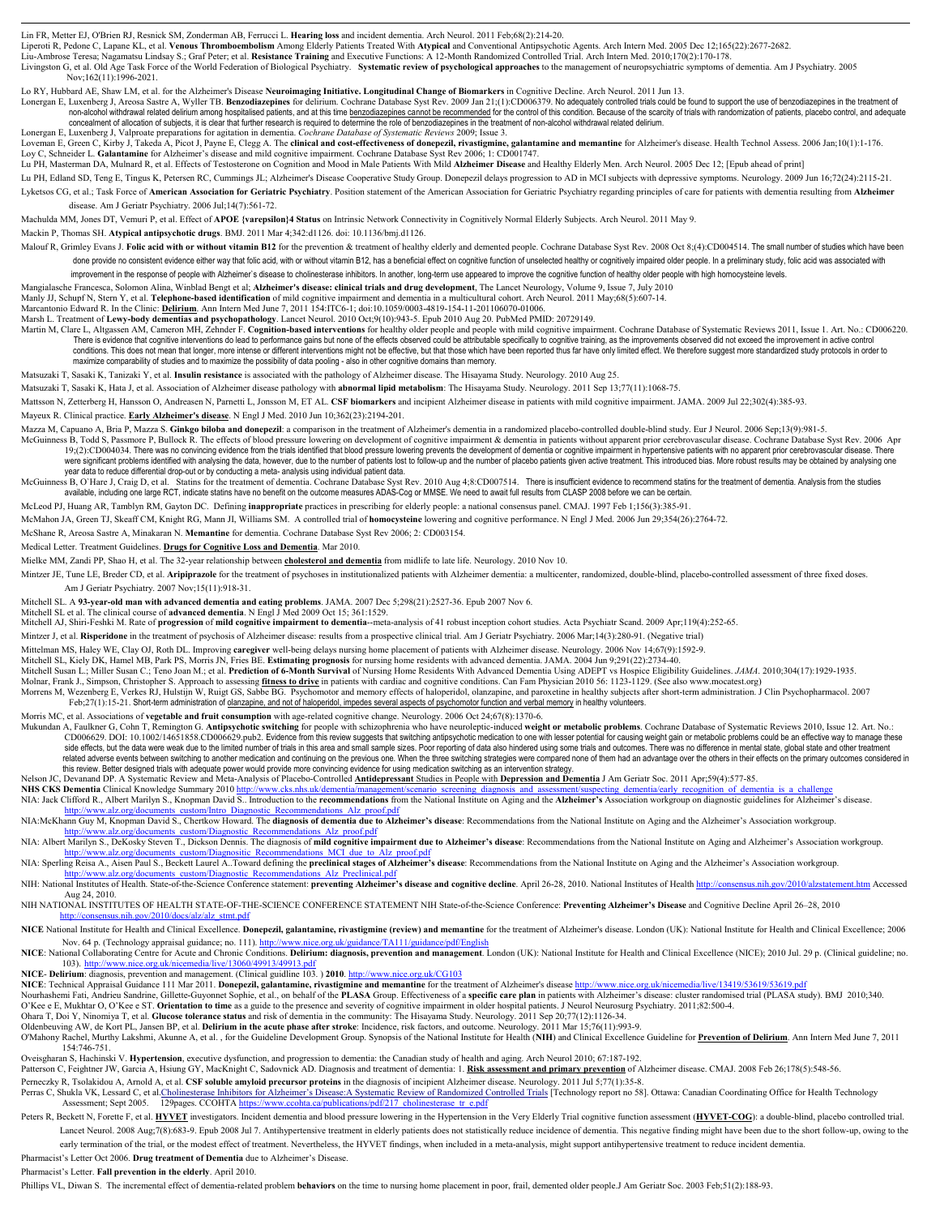Lin FR, Metter EJ, O'Brien RJ, Resnick SM, Zonderman AB, Ferrucci L. **Hearing loss** and incident dementia. Arch Neurol. 2011 Feb;68(2):214-20.

Liperoti R, Pedone C, Lapane KL, et al. **Venous Thromboembolism** Among Elderly Patients Treated With **Atypical** and Conventional Antipsychotic Agents. Arch Intern Med. 2005 Dec 12;165(22):2677-2682.

Liu-Ambrose Teresa; Nagamatsu Lindsay S.; Graf Peter; et al. **Resistance Training** and Executive Functions: A 12-Month Randomized Controlled Trial. Arch Intern Med. 2010;170(2):170-178.

Livingston G, et al. Old Age Task Force of the World Federation of Biological Psychiatry. **Systematic review of psychological approaches** to the management of neuropsychiatric symptoms of dementia. Am J Psychiatry. 2005 Nov;162(11):1996-2021.

Lo RY, Hubbard AE, Shaw LM, et al. for the Alzheimer's Disease **Neuroimaging Initiative. Longitudinal Change of Biomarkers** in Cognitive Decline. Arch Neurol. 2011 Jun 13.

Lonergan E, Luxenberg J, Areosa Sastre A, Wyller TB. **Benzodiazepines** for delirium. Cochrane Database Syst Rev. 2009 Jan 21;(1):CD006379. No adequately controlled trials could be found to support the use of benzodiazepines in the treatment of non-alcohol withdrawal related delirium among hospitalised patients, and at this time benzodiazepines cannot be recommended for the control of this condition. Because of the scarcity of trials with randomization of patients, placebo control, and adequate concealment of allocation of subjects, it is clear that further research is required to determine the role of benzodiazepines in the treatment of non-alcohol withdrawal related delirium.

Lonergan E, Luxenberg J, Valproate preparations for agitation in dementia. *Cochrane Database of Systematic Reviews* 2009; Issue 3.

Loveman E, Green C, Kirby J, Takeda A, Picot J, Payne E, Clegg A. The **clinical and cost-effectiveness of donepezil, rivastigmine, galantamine and memantine** for Alzheimer's disease. Health Technol Assess. 2006 Jan;10(1):1-176.

Loy C, Schneider L. **Galantamine** for Alzheimer's disease and mild cognitive impairment. Cochrane Database Syst Rev 2006; 1: CD001747.

Lu PH, Masterman DA, Mulnard R, et al. Effects of Testosterone on Cognition and Mood in Male Patients With Mild **Alzheimer Disease** and Healthy Elderly Men. Arch Neurol. 2005 Dec 12; [Epub ahead of print]

Lu PH, Edland SD, Teng E, Tingus K, Petersen RC, Cummings JL; Alzheimer's Disease Cooperative Study Group. Donepezil delays progression to AD in MCI subjects with depressive symptoms. Neurology. 2009 Jun 16;72(24):2115-21.

Lyketsos CG, et al.; Task Force of **American Association for Geriatric Psychiatry**. Position statement of the American Association for Geriatric Psychiatry regarding principles of care for patients with dementia resulting from **Alzheimer** disease. Am J Geriatr Psychiatry. 2006 Jul;14(7):561-72.

Machulda MM, Jones DT, Vemuri P, et al. Effect of **APOE {varepsilon}4 Status** on Intrinsic Network Connectivity in Cognitively Normal Elderly Subjects. Arch Neurol. 2011 May 9.

Mackin P, Thomas SH. **Atypical antipsychotic drugs**. BMJ. 2011 Mar 4;342:d1126. doi: 10.1136/bmj.d1126.

Malouf R, Grimley Evans J. **Folic acid with or without vitamin B12** for the prevention & treatment of healthy elderly and demented people. Cochrane Database Syst Rev. 2008 Oct 8;(4):CD004514. The small number of studies which have been done provide no consistent evidence either way that folic acid, with or without vitamin B12, has a beneficial effect on cognitive function of unselected healthy or cognitively impaired older people. In a preliminary study, folic acid was associated with improvement in the response of people with Alzheimer`s disease to cholinesterase inhibitors. In another, long-term use appeared to improve the cognitive function of healthy older people with high homocysteine levels.

Mangialasche Francesca, Solomon Alina, Winblad Bengt et al; **Alzheimer's disease: clinical trials and drug development**, The Lancet Neurology, Volume 9, Issue 7, July 2010

Manly JJ, Schupf N, Stern Y, et al. **Telephone-based identification** of mild cognitive impairment and dementia in a multicultural cohort. Arch Neurol. 2011 May;68(5):607-14.

Marcantonio Edward R. In the Clinic: **Delirium**. Ann Intern Med June 7, 2011 154:ITC6-1; doi:10.1059/0003-4819-154-11-201106070-01006.

Marsh L. Treatment of **Lewy-body dementias and psychopathology**. Lancet Neurol. 2010 Oct;9(10):943-5. Epub 2010 Aug 20. PubMed PMID: 20729149.

Martin M, Clare L, Altgassen AM, Cameron MH, Zehnder F. **Cognition-based interventions** for healthy older people and people with mild cognitive impairment. Cochrane Database of Systematic Reviews 2011, Issue 1. Art. No.: CD006220. There is evidence that cognitive interventions do lead to performance gains but none of the effects observed could be attributable specifically to cognitive training, as the improvements observed did not exceed the improvement in active control conditions. This does not mean that longer, more intense or different interventions might not be effective, but that those which have been reported thus far have only limited effect. We therefore suggest more standardized study protocols in order to maximize comparability of studies and to maximize the possibility of data pooling - also in other cognitive domains than memory.

Matsuzaki T, Sasaki K, Tanizaki Y, et al. **Insulin resistance** is associated with the pathology of Alzheimer disease. The Hisayama Study. Neurology. 2010 Aug 25.

Matsuzaki T, Sasaki K, Hata J, et al. Association of Alzheimer disease pathology with **abnormal lipid metabolism**: The Hisayama Study. Neurology. 2011 Sep 13;77(11):1068-75.

Mattsson N, Zetterberg H, Hansson O, Andreasen N, Parnetti L, Jonsson M, ET AL. **CSF biomarkers** and incipient Alzheimer disease in patients with mild cognitive impairment. JAMA. 2009 Jul 22;302(4):385-93.

Mayeux R. Clinical practice. **Early Alzheimer's disease**. N Engl J Med. 2010 Jun 10;362(23):2194-201.

Mazza M, Capuano A, Bria P, Mazza S. **Ginkgo biloba and donepezil**: a comparison in the treatment of Alzheimer's dementia in a randomized placebo-controlled double-blind study. Eur J Neurol. 2006 Sep;13(9):981-5.

McGuinness B, Todd S, Passmore P, Bullock R. The effects of blood pressure lowering on development of cognitive impairment & dementia in patients without apparent prior cerebrovascular disease. Cochrane Database Syst Rev. 2006 Apr 19;(2):CD004034. There was no convincing evidence from the trials identified that blood pressure lowering prevents the development of dementia or cognitive impairment in hypertensive patients with no apparent prior cerebrovascular disease. There were significant problems identified with analysing the data, however, due to the number of patients lost to follow-up and the number of placebo patients given active treatment. This introduced bias. More robust results may be obtained by analysing one year data to reduce differential drop-out or by conducting a meta- analysis using individual patient data.

McGuinness B, O`Hare J, Craig D, et al. Statins for the treatment of dementia. Cochrane Database Syst Rev. 2010 Aug 4;8:CD007514. There is insufficient evidence to recommend statins for the treatment of dementia. Analysis from the studies available, including one large RCT, indicate statins have no benefit on the outcome measures ADAS-Cog or MMSE. We need to await full results from CLASP 2008 before we can be certain.

McLeod PJ, Huang AR, Tamblyn RM, Gayton DC. Defining **inappropriate** practices in prescribing for elderly people: a national consensus panel. CMAJ. 1997 Feb 1;156(3):385-91.

McMahon JA, Green TJ, Skeaff CM, Knight RG, Mann JI, Williams SM. A controlled trial of **homocysteine** lowering and cognitive performance. N Engl J Med. 2006 Jun 29;354(26):2764-72.

McShane R, Areosa Sastre A, Minakaran N. **Memantine** for dementia. Cochrane Database Syst Rev 2006; 2: CD003154.

Medical Letter. Treatment Guidelines. **Drugs for Cognitive Loss and Dementia**. Mar 2010.

Mielke MM, Zandi PP, Shao H, et al. The 32-year relationship between **cholesterol and dementia** from midlife to late life. Neurology. 2010 Nov 10.

Mintzer JE, Tune LE, Breder CD, et al. **Aripiprazole** for the treatment of psychoses in institutionalized patients with Alzheimer dementia: a multicenter, randomized, double-blind, placebo-controlled assessment of three fixed doses. Am J Geriatr Psychiatry. 2007 Nov;15(11):918-31.

Mitchell SL. A **93-year-old man with advanced dementia and eating problems**. JAMA. 2007 Dec 5;298(21):2527-36. Epub 2007 Nov 6.

Mitchell SL et al. The clinical course of **advanced dementia**. N Engl J Med 2009 Oct 15; 361:1529.

Mitchell AJ, Shiri-Feshki M. Rate of **progression** of **mild cognitive impairment to dementia**--meta-analysis of 41 robust inception cohort studies. Acta Psychiatr Scand. 2009 Apr;119(4):252-65.

Mintzer J, et al. **Risperidone** in the treatment of psychosis of Alzheimer disease: results from a prospective clinical trial. Am J Geriatr Psychiatry. 2006 Mar;14(3):280-91. (Negative trial)

Mittelman MS, Haley WE, Clay OJ, Roth DL. Improving **caregiver** well-being delays nursing home placement of patients with Alzheimer disease. Neurology. 2006 Nov 14;67(9):1592-9.

Mitchell SL, Kiely DK, Hamel MB, Park PS, Morris JN, Fries BE. **Estimating prognosis** for nursing home residents with advanced dementia. JAMA. 2004 Jun 9;291(22):2734-40.

Mitchell Susan L.; Miller Susan C.; Teno Joan M.; et al. **Prediction of 6-Month Survival** of Nursing Home Residents With Advanced Dementia Using ADEPT vs Hospice Eligibility Guidelines. *JAMA*. 2010;304(17):1929-1935.

Molnar, Frank J., Simpson, Christopher S. Approach to assessing **fitness to drive** in patients with cardiac and cognitive conditions. Can Fam Physician 2010 56: 1123-1129. (See also www.mocatest.org)

Morrens M, Wezenberg E, Verkes RJ, Hulstijn W, Ruigt GS, Sabbe BG. Psychomotor and memory effects of haloperidol, olanzapine, and paroxetine in healthy subjects after short-term administration. J Clin Psychopharmacol. 2007 Feb;27(1):15-21. Short-term administration of olanzapine, and not of haloperidol, impedes several aspects of psychomotor function and verbal memory in healthy volunteers.

Morris MC, et al. Associations of **vegetable and fruit consumption** with age-related cognitive change. Neurology. 2006 Oct 24;67(8):1370-6.

Mukundan A, Faulkner G, Cohn T, Remington G. **Antipsychotic switching** for people with schizophrenia who have neuroleptic-induced **weight or metabolic problems**. Cochrane Database of Systematic Reviews 2010, Issue 12. Art. No.: CD006629. DOI: 10.1002/14651858.CD006629.pub2. Evidence from this review suggests that switching antipsychotic medication to one with lesser potential for causing weight gain or metabolic problems could be an effective way to manage these side effects, but the data were weak due to the limited number of trials in this area and small sample sizes. Poor reporting of data also hindered using some trials and outcomes. There was no difference in mental state, global state and other treatment related adverse events between switching to another medication and continuing on the previous one. When the three switching strategies were compared none of them had an advantage over the others in their effects on the primary outcomes considered in this review. Better designed trials with adequate power would provide more convincing evidence for using medication switching as an intervention strategy.

Nelson JC, Devanand DP. A Systematic Review and Meta-Analysis of Placebo-Controlled **Antidepressant** Studies in People with **Depression and Dementia** J Am Geriatr Soc. 2011 Apr;59(4):577-85.

**NHS CKS Dementia** Clinical Knowledge Summary 2010 http://www.cks.nhs.uk/dementia/management/scenario_screening_diagnosis_and_assessment/suspecting_dementia/early_recognition_of_dementia_is_a_challenge

NIA: Jack Clifford R., Albert Marilyn S., Knopman David S.. Introduction to the **recommendations** from the National Institute on Aging and the **Alzheimer's** Association workgroup on diagnostic guidelines for Alzheimer's disease. http://www.alz.org/documents_custom/Intro_Diagnostic_Recommendations_Alz_proof.pdf

NIA:McKhann Guy M, Knopman David S., Chertkow Howard. The **diagnosis of dementia due to Alzheimer's disease**: Recommendations from the National Institute on Aging and the Alzheimer's Association workgroup. http://www.alz.org/documents_custom/Diagnostic_Recommendations_Alz_proof.pdf

NIA: Albert Marilyn S., DeKosky Steven T., Dickson Dennis. The diagnosis of **mild cognitive impairment due to Alzheimer's disease**: Recommendations from the National Institute on Aging and Alzheimer's Association workgroup. http://www.alz.org/documents_custom/Diagnositic_Recommendations_MCI_due_to_Alz_proof.pdf

NIA: Sperling Reisa A., Aisen Paul S., Beckett Laurel A..Toward defining the **preclinical stages of Alzheimer's disease**: Recommendations from the National Institute on Aging and the Alzheimer's Association workgroup. http://www.alz.org/documents_custom/Diagnostic_Recommendations_Alz_Preclinical.pdf

NIH: National Institutes of Health. State-of-the-Science Conference statement: **preventing Alzheimer's disease and cognitive decline**. April 26-28, 2010. National Institutes of Health http://consensus.nih.gov/2010/alzstatement.htm Accessed Aug 24, 2010.

NIH NATIONAL INSTITUTES OF HEALTH STATE-OF-THE-SCIENCE CONFERENCE STATEMENT NIH State-of-the-Science Conference: **Preventing Alzheimer's Disease** and Cognitive Decline April 26–28, 2010 http://consensus.nih.gov/2010/docs/alz/alz_stmt.pdf

**NICE** National Institute for Health and Clinical Excellence. **Donepezil, galantamine, rivastigmine (review) and memantine** for the treatment of Alzheimer's disease. London (UK): National Institute for Health and Clinical Excellence; 2006 Nov. 64 p. (Technology appraisal guidance; no. 111). http://www.nice.org.uk/guidance/TA111/guidance/pdf/English

**NICE**: National Collaborating Centre for Acute and Chronic Conditions. **Delirium: diagnosis, prevention and management**. London (UK): National Institute for Health and Clinical Excellence (NICE); 2010 Jul. 29 p. (Clinical guideline; no. 103). http://www.nice.org.uk/nicemedia/live/13060/49913/49913.pdf

**NICE- Delirium**: diagnosis, prevention and management. (Clinical guidline 103. ) **2010**. http://www.nice.org.uk/CG103

**NICE**: Technical Appraisal Guidance 111 Mar 2011. **Donepezil, galantamine, rivastigmine and memantine** for the treatment of Alzheimer's disease http://www.nice.org.uk/nicemedia/live/13419/53619/53619.pdf

Nourhashemi Fati, Andrieu Sandrine, Gillette-Guyonnet Sophie, et al., on behalf of the **PLASA** Group. Effectiveness of a **specific care plan** in patients with Alzheimer's disease: cluster randomised trial (PLASA study). BMJ 2010;340.

O'Kee e E, Mukhtar O, O'Kee e ST. **Orientation to time** as a guide to the presence and severity of cognitive impairment in older hospital patients. J Neurol Neurosurg Psychiatry. 2011;82:500-4.

Ohara T, Doi Y, Ninomiya T, et al. **Glucose tolerance status** and risk of dementia in the community: The Hisayama Study. Neurology. 2011 Sep 20;77(12):1126-34.

Oldenbeuving AW, de Kort PL, Jansen BP, et al. **Delirium in the acute phase after stroke**: Incidence, risk factors, and outcome. Neurology. 2011 Mar 15;76(11):993-9.

O'Mahony Rachel, Murthy Lakshmi, Akunne A, et al. , for the Guideline Development Group. Synopsis of the National Institute for Health (**NIH**) and Clinical Excellence Guideline for **Prevention of Delirium**. Ann Intern Med June 7, 2011 154:746-751.

Oveisgharan S, Hachinski V. **Hypertension**, executive dysfunction, and progression to dementia: the Canadian study of health and aging. Arch Neurol 2010; 67:187-192.

Patterson C, Feightner JW, Garcia A, Hsiung GY, MacKnight C, Sadovnick AD. Diagnosis and treatment of dementia: 1. **Risk assessment and primary prevention** of Alzheimer disease. CMAJ. 2008 Feb 26;178(5):548-56.

Perneczky R, Tsolakidou A, Arnold A, et al. **CSF soluble amyloid precursor proteins** in the diagnosis of incipient Alzheimer disease. Neurology. 2011 Jul 5;77(1):35-8.

Perras C, Shukla VK, Lessard C, et al.Cholinesterase Inhibitors for Alzheimer's Disease:A Systematic Review of Randomized Controlled Trials [Technology report no 58]. Ottawa: Canadian Coordinating Office for Health Technology Assessment; Sept 2005. 129pages. CCOHTA https://www.ccohta.ca/publications/pdf/217_cholinesterase_tr_e.pdf

Peters R, Beckett N, Forette F, et al. **HYVET** investigators. Incident dementia and blood pressure lowering in the Hypertension in the Very Elderly Trial cognitive function assessment (**HYVET-COG**): a double-blind, placebo controlled trial. Lancet Neurol. 2008 Aug;7(8):683-9. Epub 2008 Jul 7. Antihypertensive treatment in elderly patients does not statistically reduce incidence of dementia. This negative finding might have been due to the short follow-up, owing to the early termination of the trial, or the modest effect of treatment. Nevertheless, the HYVET findings, when included in a meta-analysis, might support antihypertensive treatment to reduce incident dementia.

Pharmacist's Letter Oct 2006. **Drug treatment of Dementia** due to Alzheimer's Disease.

Pharmacist's Letter. **Fall prevention in the elderly**. April 2010.

Phillips VL, Diwan S. The incremental effect of dementia-related problem **behaviors** on the time to nursing home placement in poor, frail, demented older people.J Am Geriatr Soc. 2003 Feb;51(2):188-93.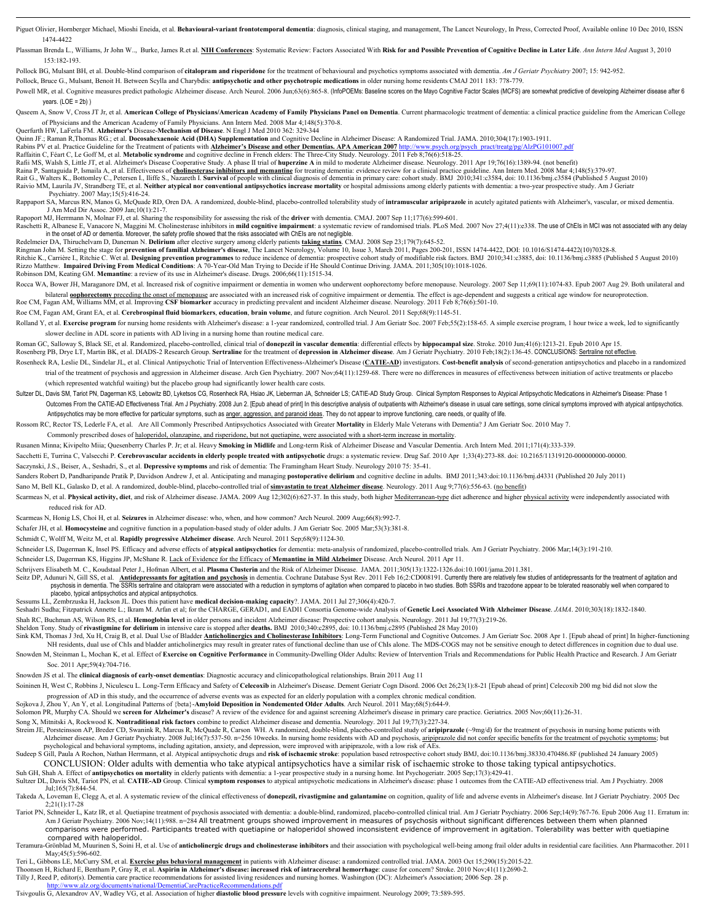Piguet Olivier, Hornberger Michael, Mioshi Eneida, et al. **Behavioural-variant frontotemporal dementia**: diagnosis, clinical staging, and management, The Lancet Neurology, In Press, Corrected Proof, Available online 10 Dec 2010, ISSN 1474-4422

Plassman Brenda L., Williams, Jr John W..,  Burke, James R.et al. **NIH Conferences**: Systematic Review: Factors Associated With **Risk for and Possible Prevention of Cognitive Decline in Later Life**. *Ann Intern Med* August 3, 2010 153:182-193.

Pollock BG, Mulsant BH, et al. Double-blind comparison of **citalopram and risperidone** for the treatment of behavioural and psychotics symptoms associated with dementia. *Am J Geriatr Psychiatry* 2007; 15: 942-952.

Pollock, Bruce G., Mulsant, Benoit H. Between Scylla and Charybdis: **antipsychotic and other psychotropic medications** in older nursing home residents CMAJ 2011 183: 778-779.

Powell MR, et al. Cognitive measures predict pathologic Alzheimer disease. Arch Neurol. 2006 Jun;63(6):865-8. (InfoPOEMs: Baseline scores on the Mayo Cognitive Factor Scales (MCFS) are somewhat predictive of developing Alzheimer disease after 6 years. (LOE = 2b) )

Qaseem A, Snow V, Cross JT Jr, et al. **American College of Physicians/American Academy of Family Physicians Panel on Dementia**. Current pharmacologic treatment of dementia: a clinical practice guideline from the American College of Physicians and the American Academy of Family Physicians. Ann Intern Med. 2008 Mar 4;148(5):370-8.

Querfurth HW, LaFerla FM. **Alzheimer's** Disease-**Mechanism of Disease**. N Engl J Med 2010 362: 329-344

Quinn JF.; Raman R,Thomas RG.; et al. **Docosahexaenoic Acid (DHA) Supplementation** and Cognitive Decline in Alzheimer Disease: A Randomized Trial. JAMA. 2010;304(17):1903-1911.

Rabins PV et al. Practice Guideline for the Treatment of patients with **Alzheimer's Disease and other Dementias. APA American 2007** http://www.psych.org/psych_pract/treatg/pg/AlzPG101007.pdf

Raffaitin C, Féart C, Le Goff M, et al. **Metabolic syndrome** and cognitive decline in French elders: The Three-City Study. Neurology. 2011 Feb 8;76(6):518-25.

Rafii MS, Walsh S, Little JT, et al. Alzheimer's Disease Cooperative Study. A phase II trial of **huperzine A** in mild to moderate Alzheimer disease. Neurology. 2011 Apr 19;76(16):1389-94. (not benefit)

Raina P, Santaguida P, Ismaila A, et al. Effectiveness of **cholinesterase inhibitors and memantine** for treating dementia: evidence review for a clinical practice guideline. Ann Intern Med. 2008 Mar 4;148(5):379-97.

Rait G., Walters K., Bottomley C., Petersen I., Iliffe S., Nazareth I. **Survival** of people with clinical diagnosis of dementia in primary care: cohort study. BMJ 2010;341:c3584, doi: 10.1136/bmj.c3584 (Published 5 August 2010)

Raivio MM, Laurila JV, Strandberg TE, et al. **Neither atypical nor conventional antipsychotics increase mortality** or hospital admissions among elderly patients with dementia: a two-year prospective study. Am J Geriatr Psychiatry. 2007 May;15(5):416-24.

Rappaport SA, Marcus RN, Manos G, McQuade RD, Oren DA. A randomized, double-blind, placebo-controlled tolerability study of **intramuscular aripiprazole** in acutely agitated patients with Alzheimer's, vascular, or mixed dementia. J Am Med Dir Assoc. 2009 Jan;10(1):21-7.

Rapoport MJ, Herrmann N, Molnar FJ, et al. Sharing the responsibility for assessing the risk of the **driver** with dementia. CMAJ. 2007 Sep 11;177(6):599-601.

Raschetti R, Albanese E, Vanacore N, Maggini M. Cholinesterase inhibitors in **mild cognitive impairment**: a systematic review of randomised trials. PLoS Med. 2007 Nov 27;4(11):e338. The use of ChEIs in MCI was not associated with any delay in the onset of AD or dementia. Moreover, the safety profile showed that the risks associated with ChEIs are not negligible.

Redelmeier DA, Thiruchelvam D, Daneman N. **Delirium** after elective surgery among elderly patients **taking statins**. CMAJ. 2008 Sep 23;179(7):645-52.

Ringman John M. Setting the stage for **prevention of familial Alzheimer's disease**, The Lancet Neurology, Volume 10, Issue 3, March 2011, Pages 200-201, ISSN 1474-4422, DOI: 10.1016/S1474-4422(10)70328-8.

Ritchie K., Carrière I., Ritchie C. Wet al. **Designing prevention programmes** to reduce incidence of dementia: prospective cohort study of modifiable risk factors. BMJ 2010;341:c3885, doi: 10.1136/bmj.c3885 (Published 5 August 2010)

Rizzo Matthew. **Impaired Driving From Medical Conditions**: A 70-Year-Old Man Trying to Decide if He Should Continue Driving. JAMA. 2011;305(10):1018-1026.

Robinson DM, Keating GM. **Memantine**: a review of its use in Alzheimer's disease. Drugs. 2006;66(11):1515-34.

Rocca WA, Bower JH, Maraganore DM, et al. Increased risk of cognitive impairment or dementia in women who underwent oophorectomy before menopause. Neurology. 2007 Sep 11;69(11):1074-83. Epub 2007 Aug 29. Both unilateral and bilateral **oophorectomy** preceding the onset of menopause are associated with an increased risk of cognitive impairment or dementia. The effect is age-dependent and suggests a critical age window for neuroprotection.

Roe CM, Fagan AM, Williams MM, et al. Improving **CSF biomarker** accuracy in predicting prevalent and incident Alzheimer disease. Neurology. 2011 Feb 8;76(6):501-10.

Roe CM, Fagan AM, Grant EA, et al. **Cerebrospinal fluid biomarkers**, **education**, **brain volume**, and future cognition. Arch Neurol. 2011 Sep;68(9):1145-51.

Rolland Y, et al. **Exercise program** for nursing home residents with Alzheimer's disease: a 1-year randomized, controlled trial. J Am Geriatr Soc. 2007 Feb;55(2):158-65. A simple exercise program, 1 hour twice a week, led to significantly slower decline in ADL score in patients with AD living in a nursing home than routine medical care.

Roman GC, Salloway S, Black SE, et al. Randomized, placebo-controlled, clinical trial of **donepezil in vascular dementia**: differential effects by **hippocampal size**. Stroke. 2010 Jun;41(6):1213-21. Epub 2010 Apr 15.

Rosenberg PB, Drye LT, Martin BK, et al. DIADS-2 Research Group. **Sertraline** for the treatment of **depression in Alzheimer disease**. Am J Geriatr Psychiatry. 2010 Feb;18(2):136-45. CONCLUSIONS: Sertraline not effective.

Rosenheck RA, Leslie DL, Sindelar JL, et al. Clinical Antipsychotic Trial of Intervention Effectiveness-Alzheimer's Disease (**CATIE-AD**) investigators. **Cost-benefit analysis** of second-generation antipsychotics and placebo in a randomized trial of the treatment of psychosis and aggression in Alzheimer disease. Arch Gen Psychiatry. 2007 Nov;64(11):1259-68. There were no differences in measures of effectiveness between initiation of active treatments or placebo (which represented watchful waiting) but the placebo group had significantly lower health care costs.

Sultzer DL, Davis SM, Tariot PN, Dagerman KS, Lebowitz BD, Lyketsos CG, Rosenheck RA, Hsiao JK, Lieberman JA, Schneider LS; CATIE-AD Study Group. Clinical Symptom Responses to Atypical Antipsychotic Medications in Alzheimer's Disease: Phase 1 Outcomes From the CATIE-AD Effectiveness Trial. Am J Psychiatry. 2008 Jun 2. [Epub ahead of print] In this descriptive analysis of outpatients with Alzheimer's disease in usual care settings, some clinical symptoms improved with atypical antipsychotics. Antipsychotics may be more effective for particular symptoms, such as anger, aggression, and paranoid ideas. They do not appear to improve functioning, care needs, or quality of life.

Rossom RC, Rector TS, Lederle FA, et al. Are All Commonly Prescribed Antipsychotics Associated with Greater **Mortality** in Elderly Male Veterans with Dementia? J Am Geriatr Soc. 2010 May 7. Commonly prescribed doses of haloperidol, olanzapine, and risperidone, but not quetiapine, were associated with a short-term increase in mortality.

Rusanen Minna; Kivipelto Miia; Quesenberry Charles P. Jr; et al. Heavy **Smoking in Midlife** and Long-term Risk of Alzheimer Disease and Vascular Dementia. Arch Intern Med. 2011;171(4):333-339.

Sacchetti E, Turrina C, Valsecchi P. **Cerebrovascular accidents in elderly people treated with antipsychotic** drugs: a systematic review. Drug Saf. 2010 Apr 1;33(4):273-88. doi: 10.2165/11319120-000000000-00000.

Saczynski, J.S., Beiser, A., Seshadri, S., et al. **Depressive symptoms** and risk of dementia: The Framingham Heart Study. Neurology 2010 75: 35-41.

Sanders Robert D, Pandharipande Pratik P, Davidson Andrew J, et al. Anticipating and managing **postoperative delirium** and cognitive decline in adults. BMJ 2011;343:doi:10.1136/bmj.d4331 (Published 20 July 2011)

Sano M, Bell KL, Galasko D, et al. A randomized, double-blind, placebo-controlled trial of **simvastatin to treat Alzheimer disease**. Neurology. 2011 Aug 9;77(6):556-63. (no benefit)

Scarmeas N, et al. **Physical activity, diet**, and risk of Alzheimer disease. JAMA. 2009 Aug 12;302(6):627-37. In this study, both higher Mediterranean-type diet adherence and higher physical activity were independently associated with reduced risk for AD.

Scarmeas N, Honig LS, Choi H, et al. **Seizures** in Alzheimer disease: who, when, and how common? Arch Neurol. 2009 Aug;66(8):992-7.

Schafer JH, et al. **Homocysteine** and cognitive function in a population-based study of older adults. J Am Geriatr Soc. 2005 Mar;53(3):381-8.

Schmidt C, Wolff M, Weitz M, et al. **Rapidly progressive Alzheimer disease**. Arch Neurol. 2011 Sep;68(9):1124-30.

Schneider LS, Dagerman K, Insel PS. Efficacy and adverse effects of **atypical antipsychotics** for dementia: meta-analysis of randomized, placebo-controlled trials. Am J Geriatr Psychiatry. 2006 Mar;14(3):191-210.

Schneider LS, Dagerman KS, Higgins JP, McShane R. Lack of Evidence for the Efficacy of **Memantine in Mild Alzheimer** Disease. Arch Neurol. 2011 Apr 11.

Schrijvers Elisabeth M. C., Koudstaal Peter J., Hofman Albert, et al. **Plasma Clusterin** and the Risk of Alzheimer Disease. JAMA. 2011;305(13):1322-1326.doi:10.1001/jama.2011.381.

Seitz DP, Adunuri N, Gill SS, et al. **Antidepressants for agitation and psychosis** in dementia. Cochrane Database Syst Rev. 2011 Feb 16;2:CD008191. Currently there are relatively few studies of antidepressants for the treatment of agitation and psychosis in dementia. The SSRIs sertraline and citalopram were associated with a reduction in symptoms of agitation when compared to placebo in two studies. Both SSRIs and trazodone appear to be tolerated reasonably well when compared to placebo, typical antipsychotics and atypical antipsychotics.

Sessums LL, Zembrzuska H, Jackson JL. Does this patient have **medical decision-making capacity**? JAMA. 2011 Jul 27;306(4):420-7.

Seshadri Sudha; Fitzpatrick Annette L.; Ikram M. Arfan et al; for the CHARGE, GERAD1, and EADI1 Consortia Genome-wide Analysis of **Genetic Loci Associated With Alzheimer Disease**. *JAMA*. 2010;303(18):1832-1840.

Shah RC, Buchman AS, Wilson RS, et al. **Hemoglobin level** in older persons and incident Alzheimer disease: Prospective cohort analysis. Neurology. 2011 Jul 19;77(3):219-26.

Sheldon Tony. Study of **rivastigmine for delirium** in intensive care is stopped after **deaths.** BMJ 2010;340:c2895, doi: 10.1136/bmj.c2895 (Published 28 May 2010)

Sink KM, Thomas J 3rd, Xu H, Craig B, et al. Dual Use of Bladder **Anticholinergics and Cholinesterase Inhibitors**: Long-Term Functional and Cognitive Outcomes. J Am Geriatr Soc. 2008 Apr 1. [Epub ahead of print] In higher-functioning NH residents, dual use of ChIs and bladder anticholinergics may result in greater rates of functional decline than use of ChIs alone. The MDS-COGS may not be sensitive enough to detect differences in cognition due to dual use.

Snowden M, Steinman L, Mochan K, et al. Effect of **Exercise on Cognitive Performance** in Community-Dwelling Older Adults: Review of Intervention Trials and Recommendations for Public Health Practice and Research. J Am Geriatr Soc. 2011 Apr;59(4):704-716.

Snowden JS et al. The **clinical diagnosis of early-onset dementias**: Diagnostic accuracy and clinicopathological relationships. Brain 2011 Aug 11

Soininen H, West C, Robbins J, Niculescu L. Long-Term Efficacy and Safety of **Celecoxib** in Alzheimer's Disease. Dement Geriatr Cogn Disord. 2006 Oct 26;23(1):8-21 [Epub ahead of print] Celecoxib 200 mg bid did not slow the progression of AD in this study, and the occurrence of adverse events was as expected for an elderly population with a complex chronic medical condition.

Sojkova J, Zhou Y, An Y, et al. Longitudinal Patterns of {beta}-**Amyloid Deposition in Nondemented Older Adults**. Arch Neurol. 2011 May;68(5):644-9.

Solomon PR, Murphy CA. Should we **screen for Alzheimer's** disease? A review of the evidence for and against screening Alzheimer's disease in primary care practice. Geriatrics. 2005 Nov;60(11):26-31.

Song X, Mitnitski A, Rockwood K. **Nontraditional risk factors** combine to predict Alzheimer disease and dementia. Neurology. 2011 Jul 19;77(3):227-34.

Streim JE, Porsteinsson AP, Breder CD, Swanink R, Marcus R, McQuade R, Carson WH. A randomized, double-blind, placebo-controlled study of **aripiprazole** (~9mg/d) for the treatment of psychosis in nursing home patients with Alzheimer disease. Am J Geriatr Psychiatry. 2008 Jul;16(7):537-50. n=256 10weeks. In nursing home residents with AD and psychosis, aripiprazole did not confer specific benefits for the treatment of psychotic symptoms; but psychological and behavioral symptoms, including agitation, anxiety, and depression, were improved with aripiprazole, with a low risk of AEs.

Sudeep S Gill, Paula A Rochon, Nathan Herrmann, et al. Atypical antipsychotic drugs and **risk of ischaemic stroke**: population based retrospective cohort study BMJ, doi:10.1136/bmj.38330.470486.8F (published 24 January 2005)

CONCLUSION: Older adults with dementia who take atypical antipsychotics have a similar risk of ischaemic stroke to those taking typical antipsychotics.

Suh GH, Shah A. Effect of **antipsychotics on mortality** in elderly patients with dementia: a 1-year prospective study in a nursing home. Int Psychogeriatr. 2005 Sep;17(3):429-41.

Sultzer DL, Davis SM, Tariot PN, et al. **CATIE-AD** Group. Clinical **symptom responses** to atypical antipsychotic medications in Alzheimer's disease: phase 1 outcomes from the CATIE-AD effectiveness trial. Am J Psychiatry. 2008 Jul;165(7):844-54.

Takeda A, Loveman E, Clegg A, et al. A systematic review of the clinical effectiveness of **donepezil, rivastigmine and galantamine** on cognition, quality of life and adverse events in Alzheimer's disease. Int J Geriatr Psychiatry. 2005 Dec 2;21(1):17-28

Tariot PN, Schneider L, Katz IR, et al. Quetiapine treatment of psychosis associated with dementia: a double-blind, randomized, placebo-controlled clinical trial. Am J Geriatr Psychiatry. 2006 Sep;14(9):767-76. Epub 2006 Aug 11. Erratum in: Am J Geriatr Psychiatry. 2006 Nov;14(11):988. n=284 All treatment groups showed improvement in measures of psychosis without significant differences between them when planned comparisons were performed. Participants treated with quetiapine or haloperidol showed inconsistent evidence of improvement in agitation. Tolerability was better with quetiapine compared with haloperidol.

Teramura-Grönblad M, Muurinen S, Soini H, et al. Use of **anticholinergic drugs and cholinesterase inhibitors** and their association with psychological well-being among frail older adults in residential care facilities. Ann Pharmacother. 2011 May;45(5):596-602.

Teri L, Gibbons LE, McCurry SM, et al. **Exercise plus behavioral management** in patients with Alzheimer disease: a randomized controlled trial. JAMA. 2003 Oct 15;290(15):2015-22.

Thoonsen H, Richard E, Bentham P, Gray R, et al. **Aspirin in Alzheimer's disease: increased risk of intracerebral hemorrhage**: cause for concern? Stroke. 2010 Nov;41(11):2690-2.

Tilly J, Reed P, editor(s). Dementia care practice recommendations for assisted living residences and nursing homes. Washington (DC): Alzheimer's Association; 2006 Sep. 28 p. http://www.alz.org/documents/national/DementiaCarePracticeRecommendations.pdf

Tsivgoulis G, Alexandrov AV, Wadley VG, et al. Association of higher **diastolic blood pressure** levels with cognitive impairment. Neurology 2009; 73:589-595.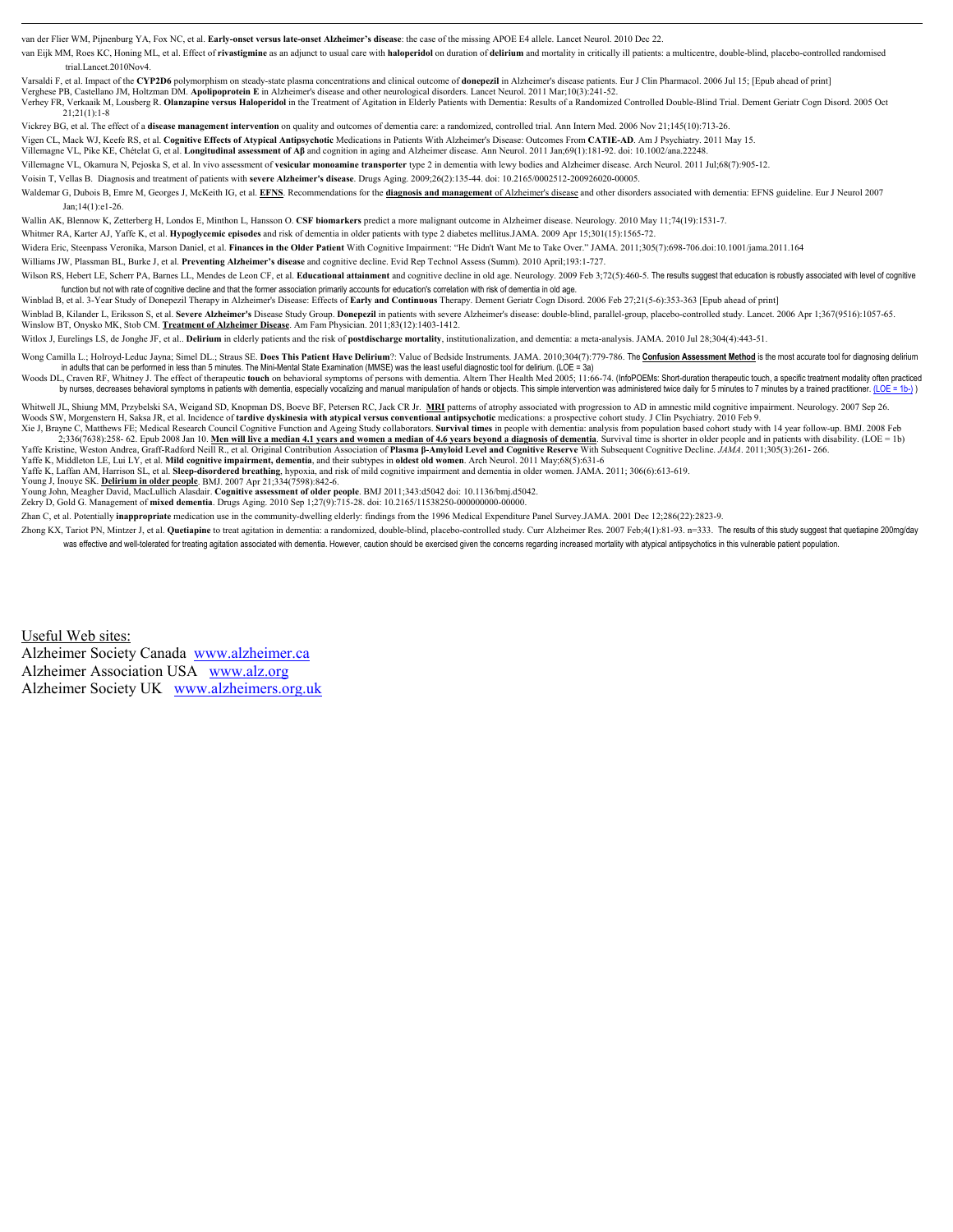van der Flier WM, Pijnenburg YA, Fox NC, et al. **Early-onset versus late-onset Alzheimer's disease**: the case of the missing APOE E4 allele. Lancet Neurol. 2010 Dec 22.

van Eijk MM, Roes KC, Honing ML, et al. Effect of **rivastigmine** as an adjunct to usual care with **haloperidol** on duration of **delirium** and mortality in critically ill patients: a multicentre, double-blind, placebo-controlled randomised trial.Lancet.2010Nov4.

Varsaldi F, et al. Impact of the **CYP2D6** polymorphism on steady-state plasma concentrations and clinical outcome of **donepezil** in Alzheimer's disease patients. Eur J Clin Pharmacol. 2006 Jul 15; [Epub ahead of print]

Verghese PB, Castellano JM, Holtzman DM. **Apolipoprotein E** in Alzheimer's disease and other neurological disorders. Lancet Neurol. 2011 Mar;10(3):241-52.

Verhey FR, Verkaaik M, Lousberg R. **Olanzapine versus Haloperidol** in the Treatment of Agitation in Elderly Patients with Dementia: Results of a Randomized Controlled Double-Blind Trial. Dement Geriatr Cogn Disord. 2005 Oct 21;21(1):1-8

Vickrey BG, et al. The effect of a **disease management intervention** on quality and outcomes of dementia care: a randomized, controlled trial. Ann Intern Med. 2006 Nov 21;145(10):713-26.

Vigen CL, Mack WJ, Keefe RS, et al. **Cognitive Effects of Atypical Antipsychotic** Medications in Patients With Alzheimer's Disease: Outcomes From **CATIE-AD**. Am J Psychiatry. 2011 May 15.

Villemagne VL, Pike KE, Chételat G, et al. **Longitudinal assessment of Aβ** and cognition in aging and Alzheimer disease. Ann Neurol. 2011 Jan;69(1):181-92. doi: 10.1002/ana.22248.

Villemagne VL, Okamura N, Pejoska S, et al. In vivo assessment of **vesicular monoamine transporter** type 2 in dementia with lewy bodies and Alzheimer disease. Arch Neurol. 2011 Jul;68(7):905-12.

Voisin T, Vellas B. Diagnosis and treatment of patients with **severe Alzheimer's disease**. Drugs Aging. 2009;26(2):135-44. doi: 10.2165/0002512-200926020-00005.

Waldemar G, Dubois B, Emre M, Georges J, McKeith IG, et al. **EFNS**. Recommendations for the **diagnosis and management** of Alzheimer's disease and other disorders associated with dementia: EFNS guideline. Eur J Neurol 2007 Jan;14(1):e1-26.

Wallin AK, Blennow K, Zetterberg H, Londos E, Minthon L, Hansson O. **CSF biomarkers** predict a more malignant outcome in Alzheimer disease. Neurology. 2010 May 11;74(19):1531-7.

Whitmer RA, Karter AJ, Yaffe K, et al. **Hypoglycemic episodes** and risk of dementia in older patients with type 2 diabetes mellitus.JAMA. 2009 Apr 15;301(15):1565-72.

Widera Eric, Steenpass Veronika, Marson Daniel, et al. **Finances in the Older Patient** With Cognitive Impairment: "He Didn't Want Me to Take Over." JAMA. 2011;305(7):698-706.doi:10.1001/jama.2011.164

Williams JW, Plassman BL, Burke J, et al. **Preventing Alzheimer's disease** and cognitive decline. Evid Rep Technol Assess (Summ). 2010 April;193:1-727.

Wilson RS, Hebert LE, Scherr PA, Barnes LL, Mendes de Leon CF, et al. **Educational attainment** and cognitive decline in old age. Neurology. 2009 Feb 3;72(5):460-5. The results suggest that education is robustly associated with level of cognitive function but not with rate of cognitive decline and that the former association primarily accounts for education's correlation with risk of dementia in old age.

Winblad B, et al. 3-Year Study of Donepezil Therapy in Alzheimer's Disease: Effects of **Early and Continuous** Therapy. Dement Geriatr Cogn Disord. 2006 Feb 27;21(5-6):353-363 [Epub ahead of print]

Winblad B, Kilander L, Eriksson S, et al. **Severe Alzheimer's** Disease Study Group. **Donepezil** in patients with severe Alzheimer's disease: double-blind, parallel-group, placebo-controlled study. Lancet. 2006 Apr 1;367(9516):1057-65.

Winslow BT, Onysko MK, Stob CM. **Treatment of Alzheimer Disease**. Am Fam Physician. 2011;83(12):1403-1412.

Witlox J, Eurelings LS, de Jonghe JF, et al.. **Delirium** in elderly patients and the risk of **postdischarge mortality**, institutionalization, and dementia: a meta-analysis. JAMA. 2010 Jul 28;304(4):443-51.

Wong Camilla L.; Holroyd-Leduc Jayna; Simel DL.; Straus SE. **Does This Patient Have Delirium**?: Value of Bedside Instruments. JAMA. 2010;304(7):779-786. The **Confusion Assessment Method** is the most accurate tool for diagnosing delirium in adults that can be performed in less than 5 minutes. The Mini-Mental State Examination (MMSE) was the least useful diagnostic tool for delirium. (LOE = 3a)

Woods DL, Craven RF, Whitney J. The effect of therapeutic **touch** on behavioral symptoms of persons with dementia. Altern Ther Health Med 2005; 11:66-74. (InfoPOEMs: Short-duration therapeutic touch, a specific treatment modality often practiced by nurses, decreases behavioral symptoms in patients with dementia, especially vocalizing and manual manipulation of hands or objects. This simple intervention was administered twice daily for 5 minutes to 7 minutes by a trained practitioner. (LOE = 1b-) )

Whitwell JL, Shiung MM, Przybelski SA, Weigand SD, Knopman DS, Boeve BF, Petersen RC, Jack CR Jr. **MRI** patterns of atrophy associated with progression to AD in amnestic mild cognitive impairment. Neurology. 2007 Sep 26.

Woods SW, Morgenstern H, Saksa JR, et al. Incidence of **tardive dyskinesia with atypical versus conventional antipsychotic** medications: a prospective cohort study. J Clin Psychiatry. 2010 Feb 9.

Xie J, Brayne C, Matthews FE; Medical Research Council Cognitive Function and Ageing Study collaborators. **Survival times** in people with dementia: analysis from population based cohort study with 14 year follow-up. BMJ. 2008 Feb 2;336(7638):258- 62. Epub 2008 Jan 10. **Men will live a median 4.1 years and women a median of 4.6 years beyond a diagnosis of dementia**. Survival time is shorter in older people and in patients with disability. (LOE = 1b)

Yaffe Kristine, Weston Andrea, Graff-Radford Neill R., et al. Original Contribution Association of **Plasma β-Amyloid Level and Cognitive Reserve** With Subsequent Cognitive Decline. *JAMA*. 2011;305(3):261- 266.

Yaffe K, Middleton LE, Lui LY, et al. **Mild cognitive impairment, dementia**, and their subtypes in **oldest old women**. Arch Neurol. 2011 May;68(5):631-6

Yaffe K, Laffan AM, Harrison SL, et al. **Sleep-disordered breathing**, hypoxia, and risk of mild cognitive impairment and dementia in older women. JAMA. 2011; 306(6):613-619.

Young J, Inouye SK. **Delirium in older people**. BMJ. 2007 Apr 21;334(7598):842-6.

Young John, Meagher David, MacLullich Alasdair. **Cognitive assessment of older people**. BMJ 2011;343:d5042 doi: 10.1136/bmj.d5042.

Zekry D, Gold G. Management of **mixed dementia**. Drugs Aging. 2010 Sep 1;27(9):715-28. doi: 10.2165/11538250-000000000-00000.

Zhan C, et al. Potentially **inappropriate** medication use in the community-dwelling elderly: findings from the 1996 Medical Expenditure Panel Survey.JAMA. 2001 Dec 12;286(22):2823-9.

Zhong KX, Tariot PN, Mintzer J, et al. **Quetiapine** to treat agitation in dementia: a randomized, double-blind, placebo-controlled study. Curr Alzheimer Res. 2007 Feb;4(1):81-93. n=333. The results of this study suggest that quetiapine 200mg/day was effective and well-tolerated for treating agitation associated with dementia. However, caution should be exercised given the concerns regarding increased mortality with atypical antipsychotics in this vulnerable patient population.

Useful Web sites:

Alzheimer Society Canada www.alzheimer.ca

Alzheimer Association USA www.alz.org

Alzheimer Society UK www.alzheimers.org.uk